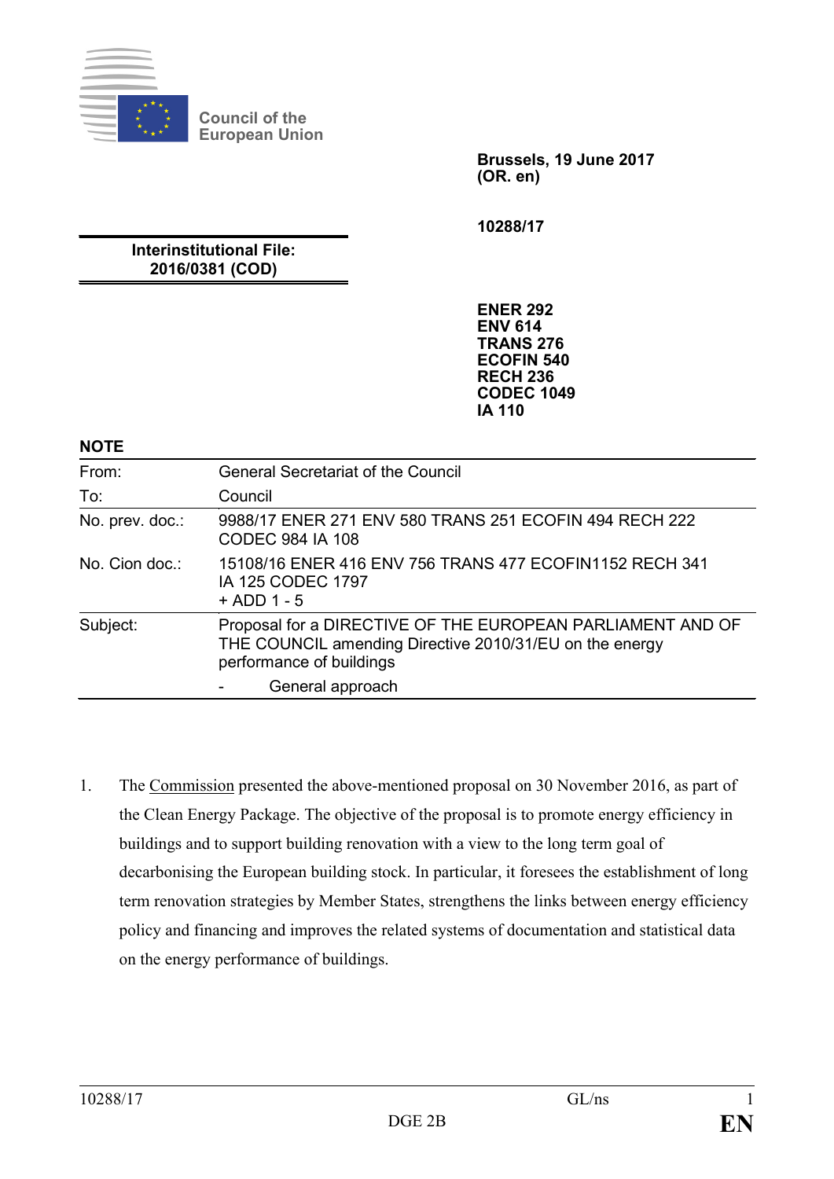Council of the European Union

**Brussels, 19 June 2017**
**(OR. en)**

**10288/17**

**Interinstitutional File:**
**2016/0381 (COD)**

**ENER 292**
**ENV 614**
**TRANS 276**
**ECOFIN 540**
**RECH 236**
**CODEC 1049**
**IA 110**

**NOTE**

| | |
|---|---|
| From: | General Secretariat of the Council |
| To: | Council |
| No. prev. doc.: | 9988/17 ENER 271 ENV 580 TRANS 251 ECOFIN 494 RECH 222 CODEC 984 IA 108 |
| No. Cion doc.: | 15108/16 ENER 416 ENV 756 TRANS 477 ECOFIN1152 RECH 341 IA 125 CODEC 1797 + ADD 1 - 5 |
| Subject: | Proposal for a DIRECTIVE OF THE EUROPEAN PARLIAMENT AND OF THE COUNCIL amending Directive 2010/31/EU on the energy performance of buildings<br>- General approach |

1. The Commission presented the above-mentioned proposal on 30 November 2016, as part of the Clean Energy Package. The objective of the proposal is to promote energy efficiency in buildings and to support building renovation with a view to the long term goal of decarbonising the European building stock. In particular, it foresees the establishment of long term renovation strategies by Member States, strengthens the links between energy efficiency policy and financing and improves the related systems of documentation and statistical data on the energy performance of buildings.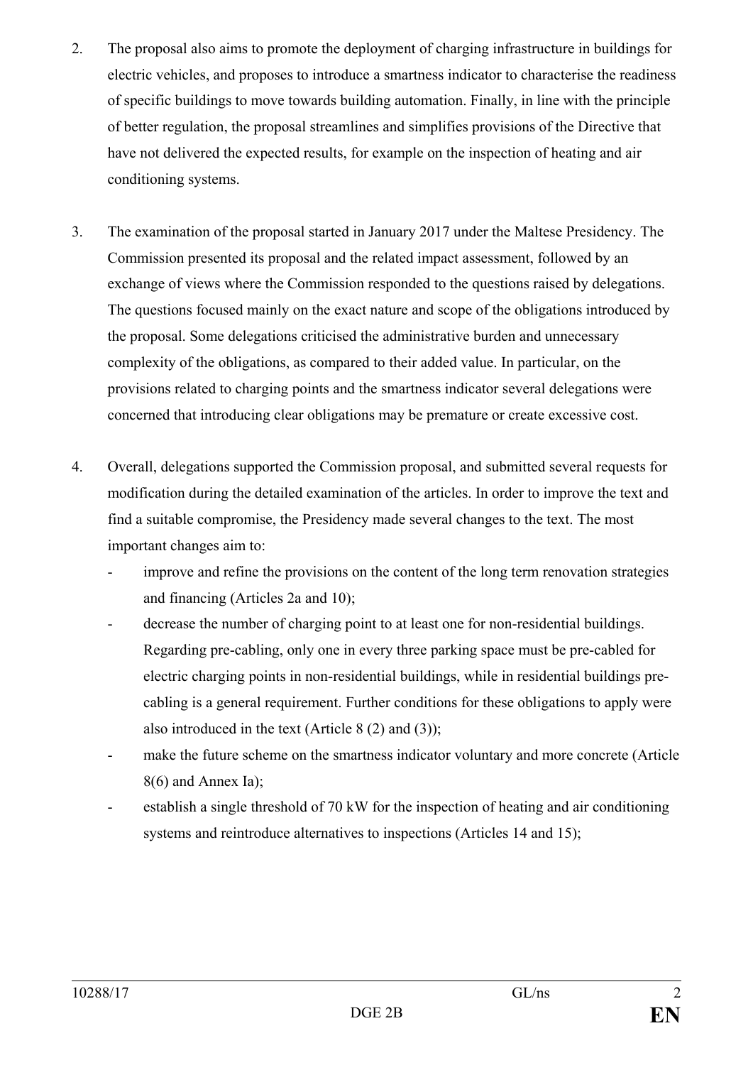2. The proposal also aims to promote the deployment of charging infrastructure in buildings for electric vehicles, and proposes to introduce a smartness indicator to characterise the readiness of specific buildings to move towards building automation. Finally, in line with the principle of better regulation, the proposal streamlines and simplifies provisions of the Directive that have not delivered the expected results, for example on the inspection of heating and air conditioning systems.

3. The examination of the proposal started in January 2017 under the Maltese Presidency. The Commission presented its proposal and the related impact assessment, followed by an exchange of views where the Commission responded to the questions raised by delegations. The questions focused mainly on the exact nature and scope of the obligations introduced by the proposal. Some delegations criticised the administrative burden and unnecessary complexity of the obligations, as compared to their added value. In particular, on the provisions related to charging points and the smartness indicator several delegations were concerned that introducing clear obligations may be premature or create excessive cost.

4. Overall, delegations supported the Commission proposal, and submitted several requests for modification during the detailed examination of the articles. In order to improve the text and find a suitable compromise, the Presidency made several changes to the text. The most important changes aim to:
   - improve and refine the provisions on the content of the long term renovation strategies and financing (Articles 2a and 10);
   - decrease the number of charging point to at least one for non-residential buildings. Regarding pre-cabling, only one in every three parking space must be pre-cabled for electric charging points in non-residential buildings, while in residential buildings pre-cabling is a general requirement. Further conditions for these obligations to apply were also introduced in the text (Article 8 (2) and (3));
   - make the future scheme on the smartness indicator voluntary and more concrete (Article 8(6) and Annex Ia);
   - establish a single threshold of 70 kW for the inspection of heating and air conditioning systems and reintroduce alternatives to inspections (Articles 14 and 15);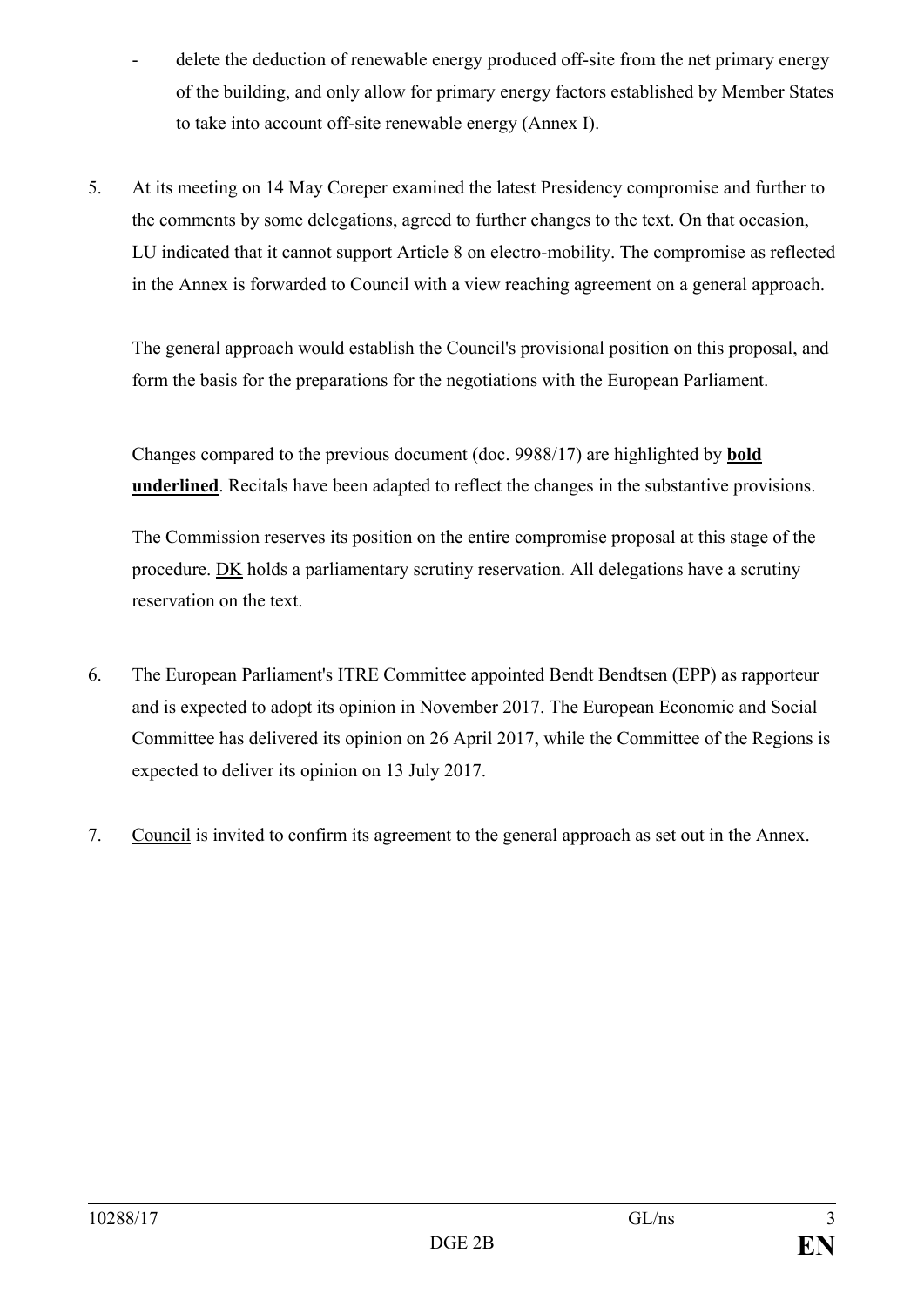- delete the deduction of renewable energy produced off-site from the net primary energy of the building, and only allow for primary energy factors established by Member States to take into account off-site renewable energy (Annex I).

5. At its meeting on 14 May Coreper examined the latest Presidency compromise and further to the comments by some delegations, agreed to further changes to the text. On that occasion, LU indicated that it cannot support Article 8 on electro-mobility. The compromise as reflected in the Annex is forwarded to Council with a view reaching agreement on a general approach.

   The general approach would establish the Council's provisional position on this proposal, and form the basis for the preparations for the negotiations with the European Parliament.

   Changes compared to the previous document (doc. 9988/17) are highlighted by **bold underlined**. Recitals have been adapted to reflect the changes in the substantive provisions.

   The Commission reserves its position on the entire compromise proposal at this stage of the procedure. DK holds a parliamentary scrutiny reservation. All delegations have a scrutiny reservation on the text.

6. The European Parliament's ITRE Committee appointed Bendt Bendtsen (EPP) as rapporteur and is expected to adopt its opinion in November 2017. The European Economic and Social Committee has delivered its opinion on 26 April 2017, while the Committee of the Regions is expected to deliver its opinion on 13 July 2017.

7. Council is invited to confirm its agreement to the general approach as set out in the Annex.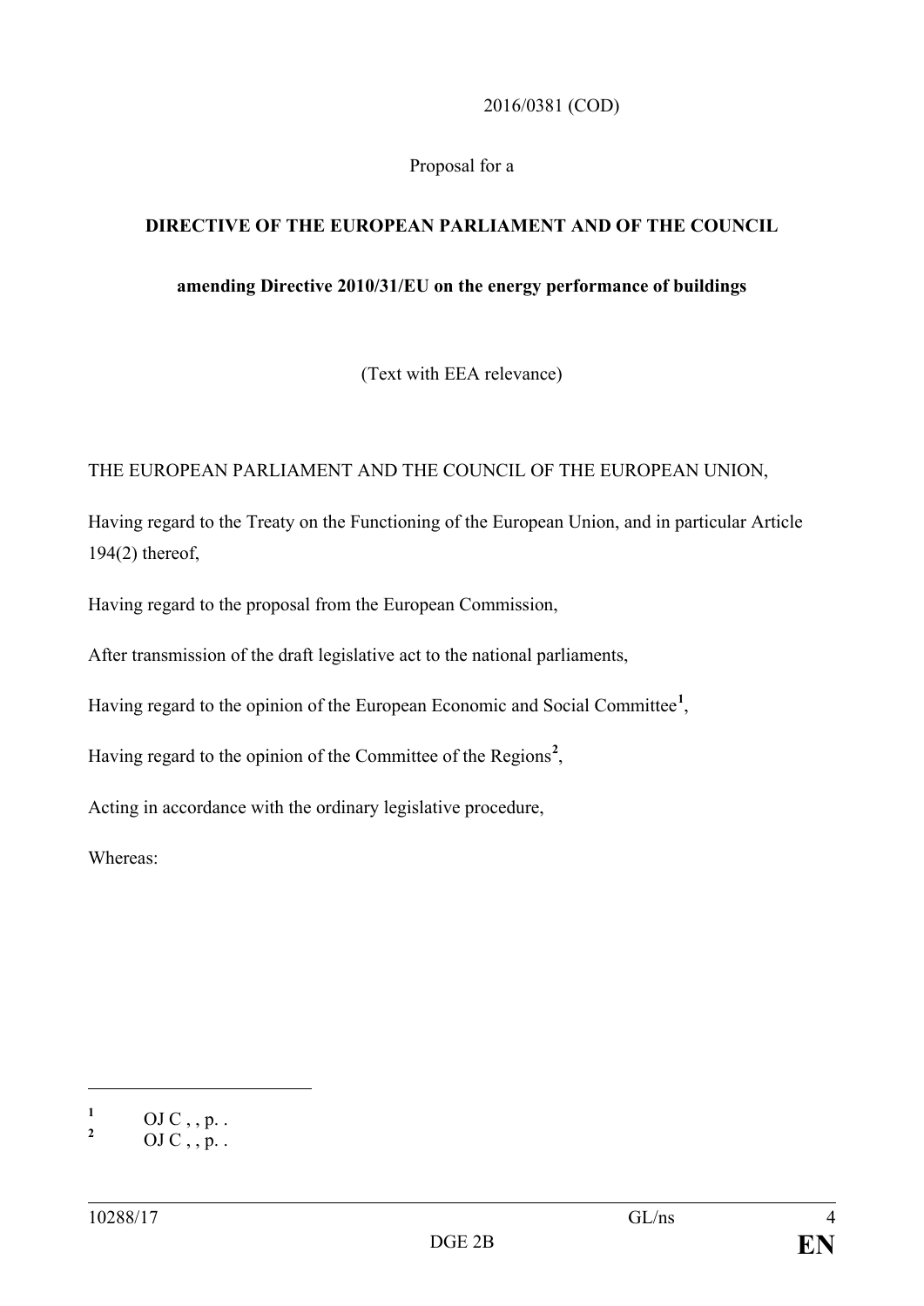2016/0381 (COD)

Proposal for a

**DIRECTIVE OF THE EUROPEAN PARLIAMENT AND OF THE COUNCIL**

**amending Directive 2010/31/EU on the energy performance of buildings**

(Text with EEA relevance)

THE EUROPEAN PARLIAMENT AND THE COUNCIL OF THE EUROPEAN UNION,

Having regard to the Treaty on the Functioning of the European Union, and in particular Article 194(2) thereof,

Having regard to the proposal from the European Commission,

After transmission of the draft legislative act to the national parliaments,

Having regard to the opinion of the European Economic and Social Committee[1],

Having regard to the opinion of the Committee of the Regions[2],

Acting in accordance with the ordinary legislative procedure,

Whereas:

---

[1] OJ C , , p. .

[2] OJ C , , p. .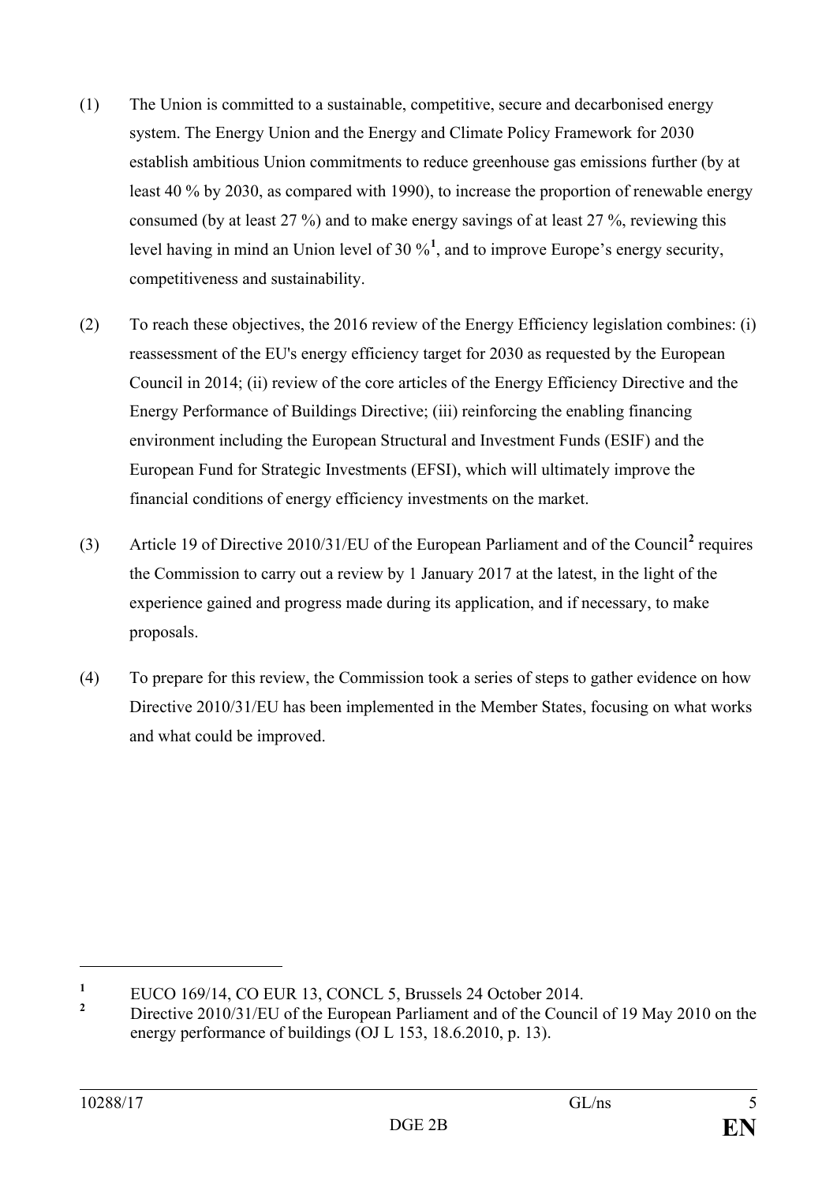(1) The Union is committed to a sustainable, competitive, secure and decarbonised energy system. The Energy Union and the Energy and Climate Policy Framework for 2030 establish ambitious Union commitments to reduce greenhouse gas emissions further (by at least 40 % by 2030, as compared with 1990), to increase the proportion of renewable energy consumed (by at least 27 %) and to make energy savings of at least 27 %, reviewing this level having in mind an Union level of 30 %[1], and to improve Europe's energy security, competitiveness and sustainability.

(2) To reach these objectives, the 2016 review of the Energy Efficiency legislation combines: (i) reassessment of the EU's energy efficiency target for 2030 as requested by the European Council in 2014; (ii) review of the core articles of the Energy Efficiency Directive and the Energy Performance of Buildings Directive; (iii) reinforcing the enabling financing environment including the European Structural and Investment Funds (ESIF) and the European Fund for Strategic Investments (EFSI), which will ultimately improve the financial conditions of energy efficiency investments on the market.

(3) Article 19 of Directive 2010/31/EU of the European Parliament and of the Council[2] requires the Commission to carry out a review by 1 January 2017 at the latest, in the light of the experience gained and progress made during its application, and if necessary, to make proposals.

(4) To prepare for this review, the Commission took a series of steps to gather evidence on how Directive 2010/31/EU has been implemented in the Member States, focusing on what works and what could be improved.

---

[1] EUCO 169/14, CO EUR 13, CONCL 5, Brussels 24 October 2014.

[2] Directive 2010/31/EU of the European Parliament and of the Council of 19 May 2010 on the energy performance of buildings (OJ L 153, 18.6.2010, p. 13).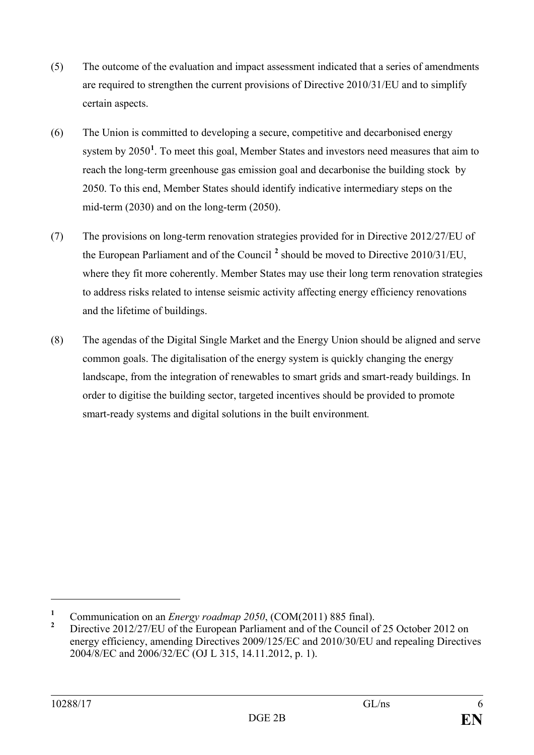(5) The outcome of the evaluation and impact assessment indicated that a series of amendments are required to strengthen the current provisions of Directive 2010/31/EU and to simplify certain aspects.

(6) The Union is committed to developing a secure, competitive and decarbonised energy system by 2050[1]. To meet this goal, Member States and investors need measures that aim to reach the long-term greenhouse gas emission goal and decarbonise the building stock by 2050. To this end, Member States should identify indicative intermediary steps on the mid-term (2030) and on the long-term (2050).

(7) The provisions on long-term renovation strategies provided for in Directive 2012/27/EU of the European Parliament and of the Council [2] should be moved to Directive 2010/31/EU, where they fit more coherently. Member States may use their long term renovation strategies to address risks related to intense seismic activity affecting energy efficiency renovations and the lifetime of buildings.

(8) The agendas of the Digital Single Market and the Energy Union should be aligned and serve common goals. The digitalisation of the energy system is quickly changing the energy landscape, from the integration of renewables to smart grids and smart-ready buildings. In order to digitise the building sector, targeted incentives should be provided to promote smart-ready systems and digital solutions in the built environment.

---

[1] Communication on an *Energy roadmap 2050*, (COM(2011) 885 final).

[2] Directive 2012/27/EU of the European Parliament and of the Council of 25 October 2012 on energy efficiency, amending Directives 2009/125/EC and 2010/30/EU and repealing Directives 2004/8/EC and 2006/32/EC (OJ L 315, 14.11.2012, p. 1).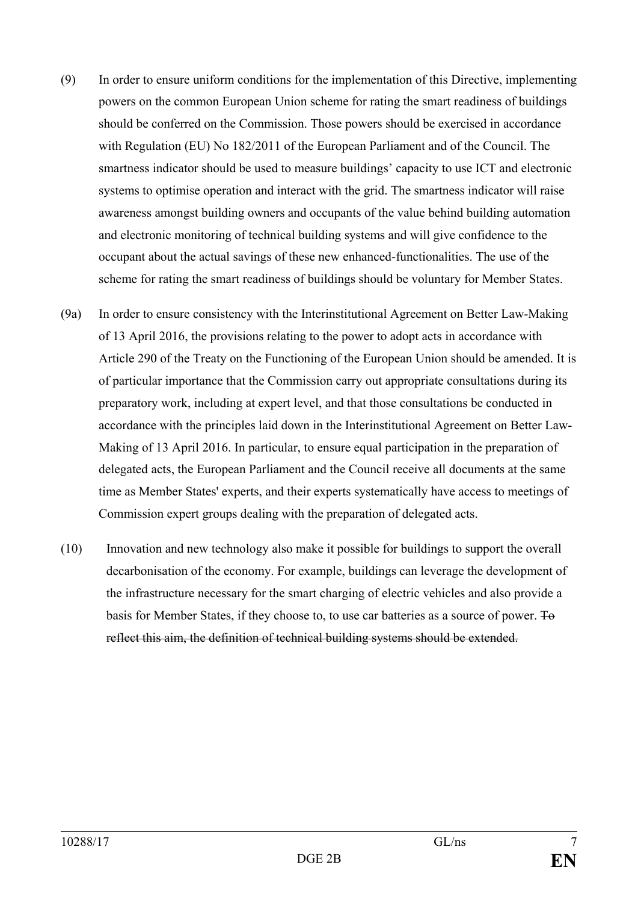(9) In order to ensure uniform conditions for the implementation of this Directive, implementing powers on the common European Union scheme for rating the smart readiness of buildings should be conferred on the Commission. Those powers should be exercised in accordance with Regulation (EU) No 182/2011 of the European Parliament and of the Council. The smartness indicator should be used to measure buildings' capacity to use ICT and electronic systems to optimise operation and interact with the grid. The smartness indicator will raise awareness amongst building owners and occupants of the value behind building automation and electronic monitoring of technical building systems and will give confidence to the occupant about the actual savings of these new enhanced-functionalities. The use of the scheme for rating the smart readiness of buildings should be voluntary for Member States.

(9a) In order to ensure consistency with the Interinstitutional Agreement on Better Law-Making of 13 April 2016, the provisions relating to the power to adopt acts in accordance with Article 290 of the Treaty on the Functioning of the European Union should be amended. It is of particular importance that the Commission carry out appropriate consultations during its preparatory work, including at expert level, and that those consultations be conducted in accordance with the principles laid down in the Interinstitutional Agreement on Better Law-Making of 13 April 2016. In particular, to ensure equal participation in the preparation of delegated acts, the European Parliament and the Council receive all documents at the same time as Member States' experts, and their experts systematically have access to meetings of Commission expert groups dealing with the preparation of delegated acts.

(10) Innovation and new technology also make it possible for buildings to support the overall decarbonisation of the economy. For example, buildings can leverage the development of the infrastructure necessary for the smart charging of electric vehicles and also provide a basis for Member States, if they choose to, to use car batteries as a source of power. ~~To reflect this aim, the definition of technical building systems should be extended.~~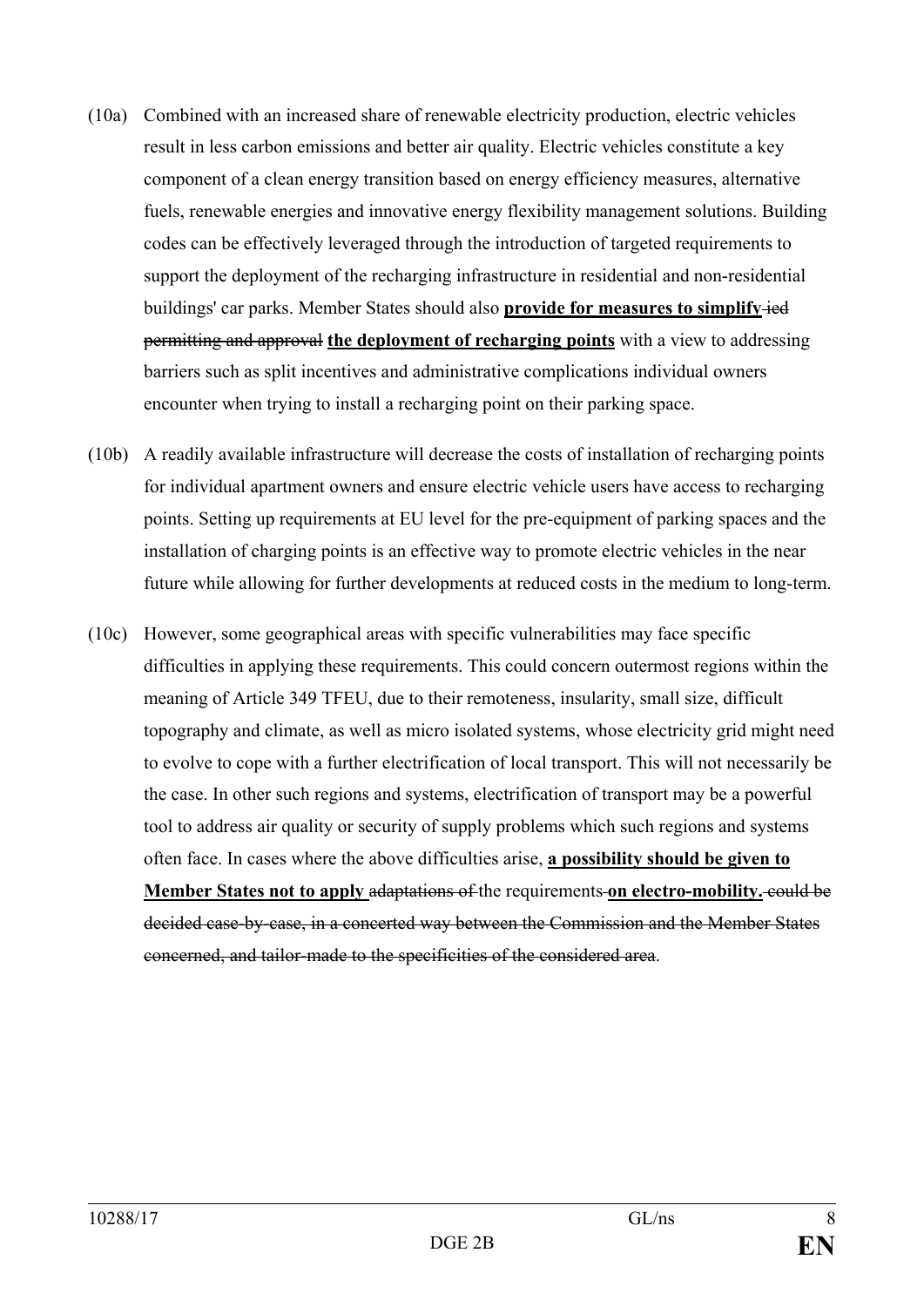(10a) Combined with an increased share of renewable electricity production, electric vehicles result in less carbon emissions and better air quality. Electric vehicles constitute a key component of a clean energy transition based on energy efficiency measures, alternative fuels, renewable energies and innovative energy flexibility management solutions. Building codes can be effectively leveraged through the introduction of targeted requirements to support the deployment of the recharging infrastructure in residential and non-residential buildings' car parks. Member States should also <u>**provide for measures to simplify**</u> ~~ied permitting and approval~~ <u>**the deployment of recharging points**</u> with a view to addressing barriers such as split incentives and administrative complications individual owners encounter when trying to install a recharging point on their parking space.

(10b) A readily available infrastructure will decrease the costs of installation of recharging points for individual apartment owners and ensure electric vehicle users have access to recharging points. Setting up requirements at EU level for the pre-equipment of parking spaces and the installation of charging points is an effective way to promote electric vehicles in the near future while allowing for further developments at reduced costs in the medium to long-term.

(10c) However, some geographical areas with specific vulnerabilities may face specific difficulties in applying these requirements. This could concern outermost regions within the meaning of Article 349 TFEU, due to their remoteness, insularity, small size, difficult topography and climate, as well as micro isolated systems, whose electricity grid might need to evolve to cope with a further electrification of local transport. This will not necessarily be the case. In other such regions and systems, electrification of transport may be a powerful tool to address air quality or security of supply problems which such regions and systems often face. In cases where the above difficulties arise, <u>**a possibility should be given to Member States not to apply**</u> ~~adaptations of~~ the requirements <u>**on electro-mobility.**</u> ~~could be decided case-by-case, in a concerted way between the Commission and the Member States concerned, and tailor-made to the specificities of the considered area~~.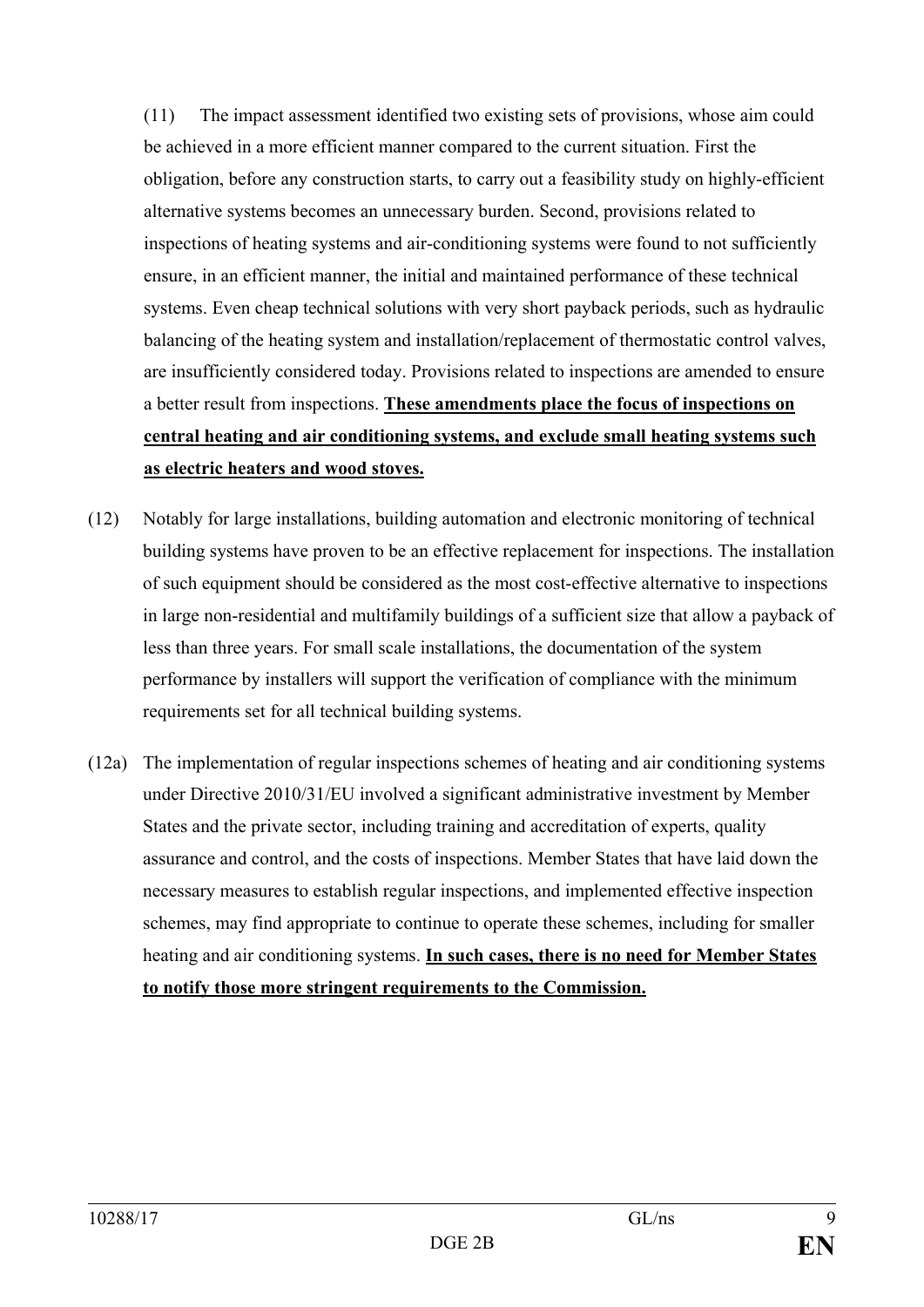(11) The impact assessment identified two existing sets of provisions, whose aim could be achieved in a more efficient manner compared to the current situation. First the obligation, before any construction starts, to carry out a feasibility study on highly-efficient alternative systems becomes an unnecessary burden. Second, provisions related to inspections of heating systems and air-conditioning systems were found to not sufficiently ensure, in an efficient manner, the initial and maintained performance of these technical systems. Even cheap technical solutions with very short payback periods, such as hydraulic balancing of the heating system and installation/replacement of thermostatic control valves, are insufficiently considered today. Provisions related to inspections are amended to ensure a better result from inspections. **These amendments place the focus of inspections on central heating and air conditioning systems, and exclude small heating systems such as electric heaters and wood stoves.**

(12) Notably for large installations, building automation and electronic monitoring of technical building systems have proven to be an effective replacement for inspections. The installation of such equipment should be considered as the most cost-effective alternative to inspections in large non-residential and multifamily buildings of a sufficient size that allow a payback of less than three years. For small scale installations, the documentation of the system performance by installers will support the verification of compliance with the minimum requirements set for all technical building systems.

(12a) The implementation of regular inspections schemes of heating and air conditioning systems under Directive 2010/31/EU involved a significant administrative investment by Member States and the private sector, including training and accreditation of experts, quality assurance and control, and the costs of inspections. Member States that have laid down the necessary measures to establish regular inspections, and implemented effective inspection schemes, may find appropriate to continue to operate these schemes, including for smaller heating and air conditioning systems. **In such cases, there is no need for Member States to notify those more stringent requirements to the Commission.**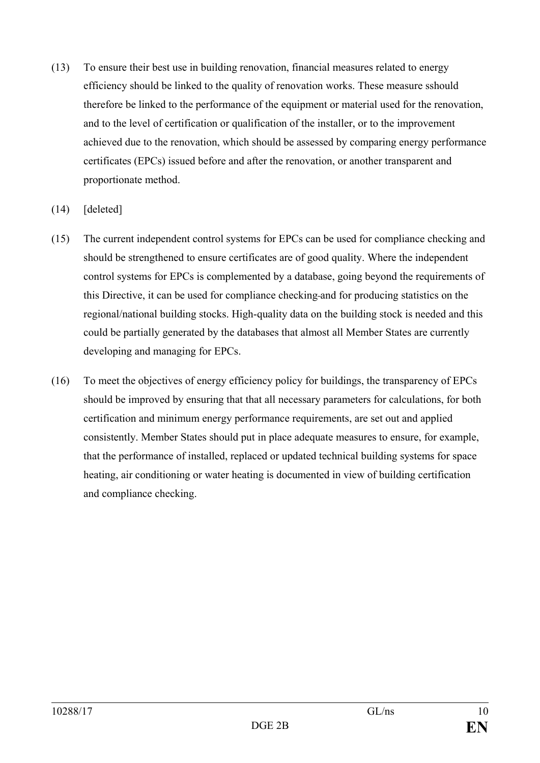(13) To ensure their best use in building renovation, financial measures related to energy efficiency should be linked to the quality of renovation works. These measure sshould therefore be linked to the performance of the equipment or material used for the renovation, and to the level of certification or qualification of the installer, or to the improvement achieved due to the renovation, which should be assessed by comparing energy performance certificates (EPCs) issued before and after the renovation, or another transparent and proportionate method.

(14) [deleted]

(15) The current independent control systems for EPCs can be used for compliance checking and should be strengthened to ensure certificates are of good quality. Where the independent control systems for EPCs is complemented by a database, going beyond the requirements of this Directive, it can be used for compliance checking and for producing statistics on the regional/national building stocks. High-quality data on the building stock is needed and this could be partially generated by the databases that almost all Member States are currently developing and managing for EPCs.

(16) To meet the objectives of energy efficiency policy for buildings, the transparency of EPCs should be improved by ensuring that that all necessary parameters for calculations, for both certification and minimum energy performance requirements, are set out and applied consistently. Member States should put in place adequate measures to ensure, for example, that the performance of installed, replaced or updated technical building systems for space heating, air conditioning or water heating is documented in view of building certification and compliance checking.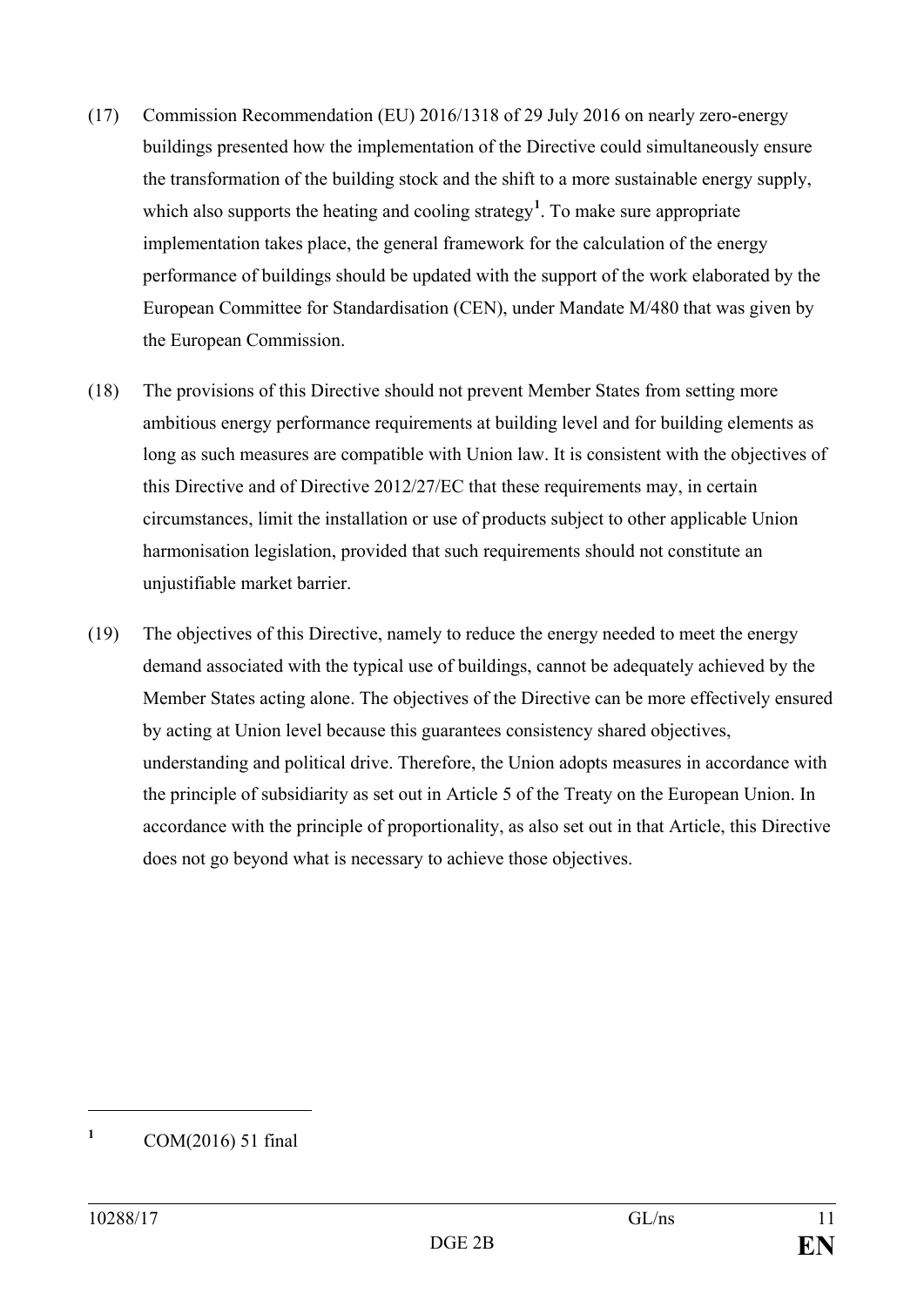(17) Commission Recommendation (EU) 2016/1318 of 29 July 2016 on nearly zero-energy buildings presented how the implementation of the Directive could simultaneously ensure the transformation of the building stock and the shift to a more sustainable energy supply, which also supports the heating and cooling strategy[1]. To make sure appropriate implementation takes place, the general framework for the calculation of the energy performance of buildings should be updated with the support of the work elaborated by the European Committee for Standardisation (CEN), under Mandate M/480 that was given by the European Commission.

(18) The provisions of this Directive should not prevent Member States from setting more ambitious energy performance requirements at building level and for building elements as long as such measures are compatible with Union law. It is consistent with the objectives of this Directive and of Directive 2012/27/EC that these requirements may, in certain circumstances, limit the installation or use of products subject to other applicable Union harmonisation legislation, provided that such requirements should not constitute an unjustifiable market barrier.

(19) The objectives of this Directive, namely to reduce the energy needed to meet the energy demand associated with the typical use of buildings, cannot be adequately achieved by the Member States acting alone. The objectives of the Directive can be more effectively ensured by acting at Union level because this guarantees consistency shared objectives, understanding and political drive. Therefore, the Union adopts measures in accordance with the principle of subsidiarity as set out in Article 5 of the Treaty on the European Union. In accordance with the principle of proportionality, as also set out in that Article, this Directive does not go beyond what is necessary to achieve those objectives.

---

[1] COM(2016) 51 final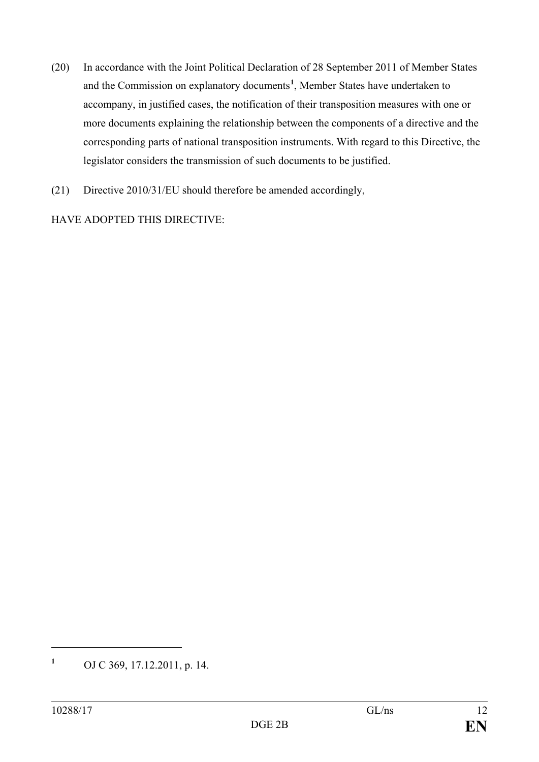(20) In accordance with the Joint Political Declaration of 28 September 2011 of Member States and the Commission on explanatory documents[1], Member States have undertaken to accompany, in justified cases, the notification of their transposition measures with one or more documents explaining the relationship between the components of a directive and the corresponding parts of national transposition instruments. With regard to this Directive, the legislator considers the transmission of such documents to be justified.

(21) Directive 2010/31/EU should therefore be amended accordingly,

HAVE ADOPTED THIS DIRECTIVE:

---

[1] OJ C 369, 17.12.2011, p. 14.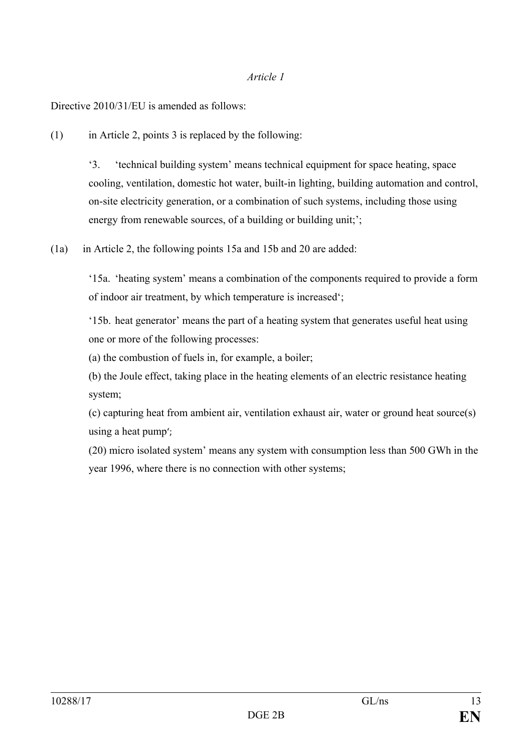*Article 1*

Directive 2010/31/EU is amended as follows:

(1) in Article 2, points 3 is replaced by the following:

> '3. 'technical building system' means technical equipment for space heating, space cooling, ventilation, domestic hot water, built-in lighting, building automation and control, on-site electricity generation, or a combination of such systems, including those using energy from renewable sources, of a building or building unit;';

(1a) in Article 2, the following points 15a and 15b and 20 are added:

> '15a. 'heating system' means a combination of the components required to provide a form of indoor air treatment, by which temperature is increased';
>
> '15b. heat generator' means the part of a heating system that generates useful heat using one or more of the following processes:
>
> (a) the combustion of fuels in, for example, a boiler;
>
> (b) the Joule effect, taking place in the heating elements of an electric resistance heating system;
>
> (c) capturing heat from ambient air, ventilation exhaust air, water or ground heat source(s) using a heat pump';
>
> (20) micro isolated system' means any system with consumption less than 500 GWh in the year 1996, where there is no connection with other systems;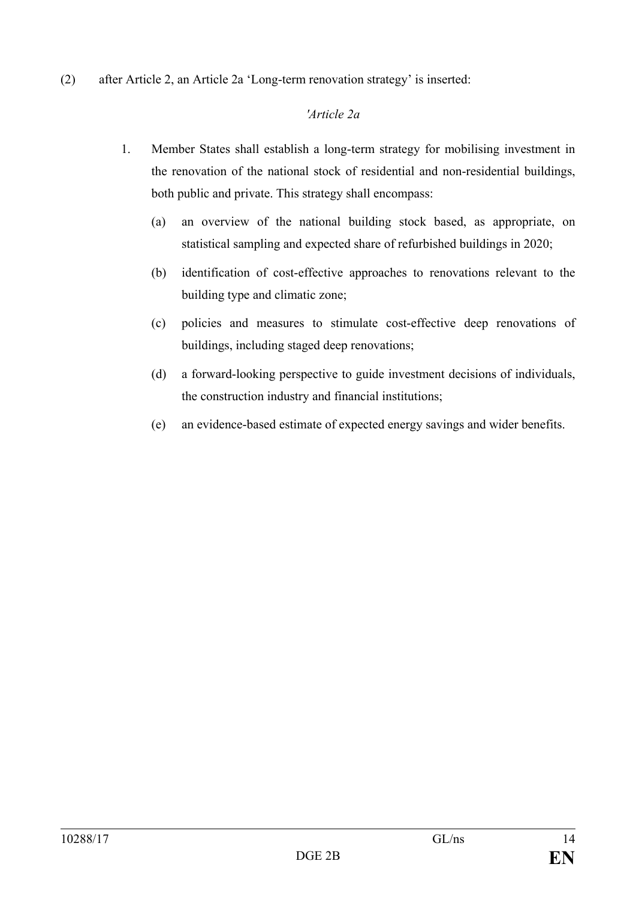(2) after Article 2, an Article 2a 'Long-term renovation strategy' is inserted:

*'Article 2a*

1. Member States shall establish a long-term strategy for mobilising investment in the renovation of the national stock of residential and non-residential buildings, both public and private. This strategy shall encompass:

   (a) an overview of the national building stock based, as appropriate, on statistical sampling and expected share of refurbished buildings in 2020;

   (b) identification of cost-effective approaches to renovations relevant to the building type and climatic zone;

   (c) policies and measures to stimulate cost-effective deep renovations of buildings, including staged deep renovations;

   (d) a forward-looking perspective to guide investment decisions of individuals, the construction industry and financial institutions;

   (e) an evidence-based estimate of expected energy savings and wider benefits.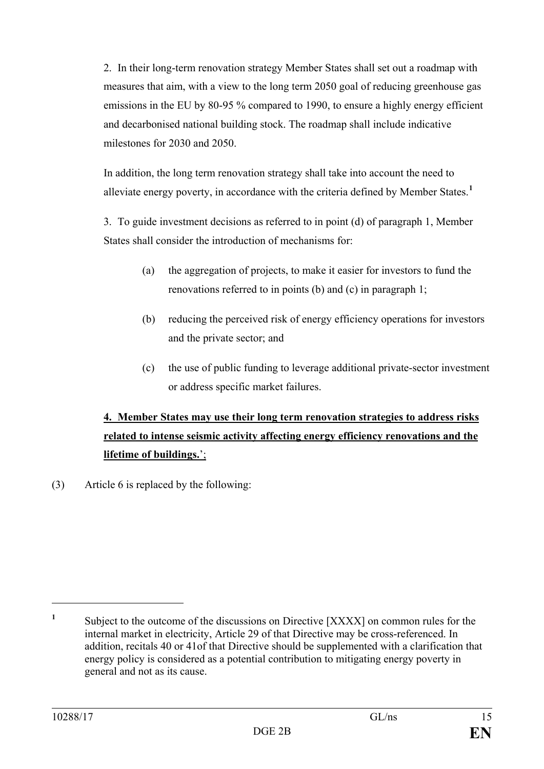2. In their long-term renovation strategy Member States shall set out a roadmap with measures that aim, with a view to the long term 2050 goal of reducing greenhouse gas emissions in the EU by 80-95 % compared to 1990, to ensure a highly energy efficient and decarbonised national building stock. The roadmap shall include indicative milestones for 2030 and 2050.

In addition, the long term renovation strategy shall take into account the need to alleviate energy poverty, in accordance with the criteria defined by Member States.[1]

3. To guide investment decisions as referred to in point (d) of paragraph 1, Member States shall consider the introduction of mechanisms for:

(a) the aggregation of projects, to make it easier for investors to fund the renovations referred to in points (b) and (c) in paragraph 1;

(b) reducing the perceived risk of energy efficiency operations for investors and the private sector; and

(c) the use of public funding to leverage additional private-sector investment or address specific market failures.

<u>**4. Member States may use their long term renovation strategies to address risks related to intense seismic activity affecting energy efficiency renovations and the lifetime of buildings.**</u>';

(3) Article 6 is replaced by the following:

---

[1] Subject to the outcome of the discussions on Directive [XXXX] on common rules for the internal market in electricity, Article 29 of that Directive may be cross-referenced. In addition, recitals 40 or 41of that Directive should be supplemented with a clarification that energy policy is considered as a potential contribution to mitigating energy poverty in general and not as its cause.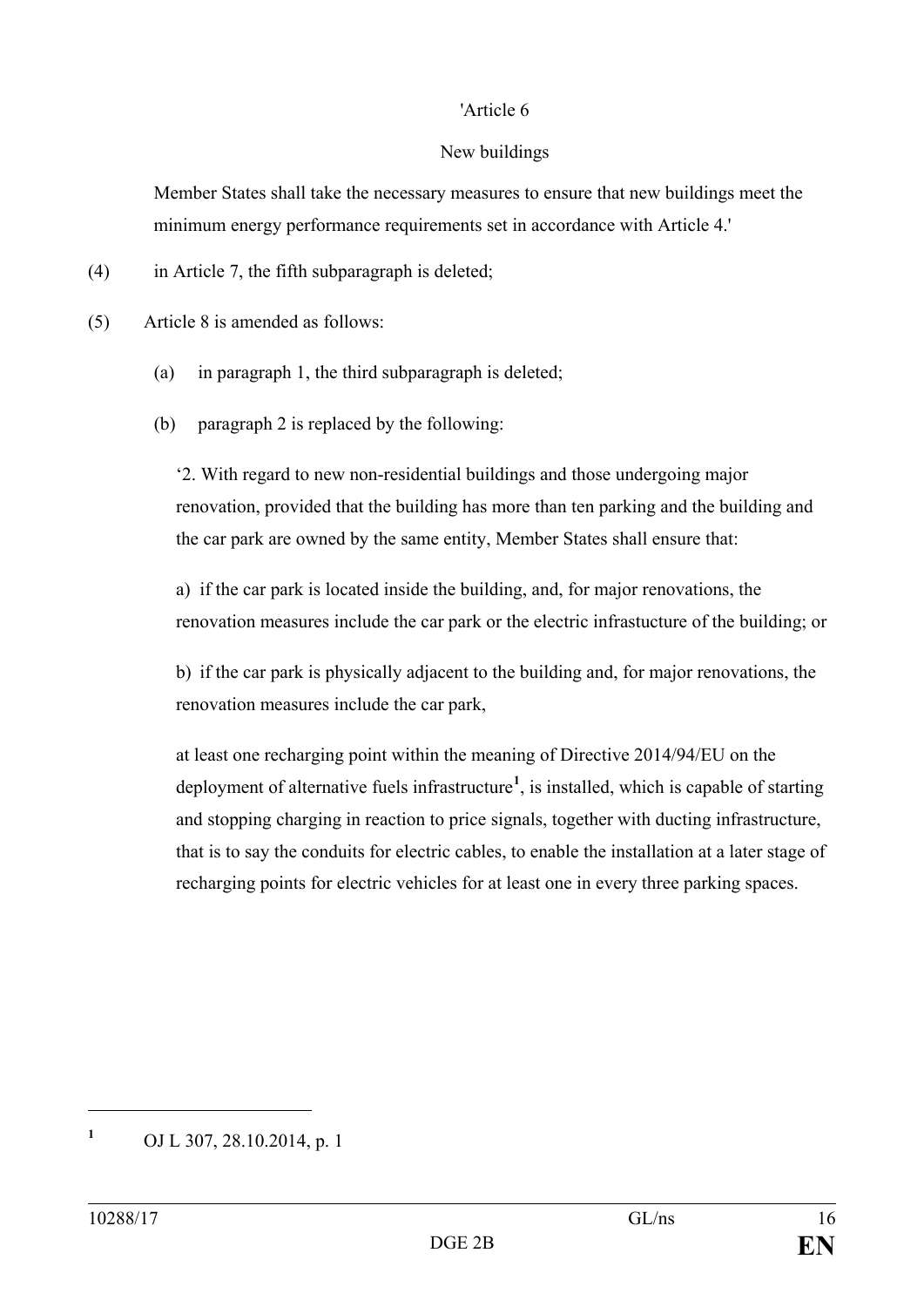'Article 6

New buildings

Member States shall take the necessary measures to ensure that new buildings meet the minimum energy performance requirements set in accordance with Article 4.'

(4) in Article 7, the fifth subparagraph is deleted;

(5) Article 8 is amended as follows:

(a) in paragraph 1, the third subparagraph is deleted;

(b) paragraph 2 is replaced by the following:

‘2. With regard to new non-residential buildings and those undergoing major renovation, provided that the building has more than ten parking and the building and the car park are owned by the same entity, Member States shall ensure that:

a) if the car park is located inside the building, and, for major renovations, the renovation measures include the car park or the electric infrastucture of the building; or

b) if the car park is physically adjacent to the building and, for major renovations, the renovation measures include the car park,

at least one recharging point within the meaning of Directive 2014/94/EU on the deployment of alternative fuels infrastructure[1], is installed, which is capable of starting and stopping charging in reaction to price signals, together with ducting infrastructure, that is to say the conduits for electric cables, to enable the installation at a later stage of recharging points for electric vehicles for at least one in every three parking spaces.

---

[1] OJ L 307, 28.10.2014, p. 1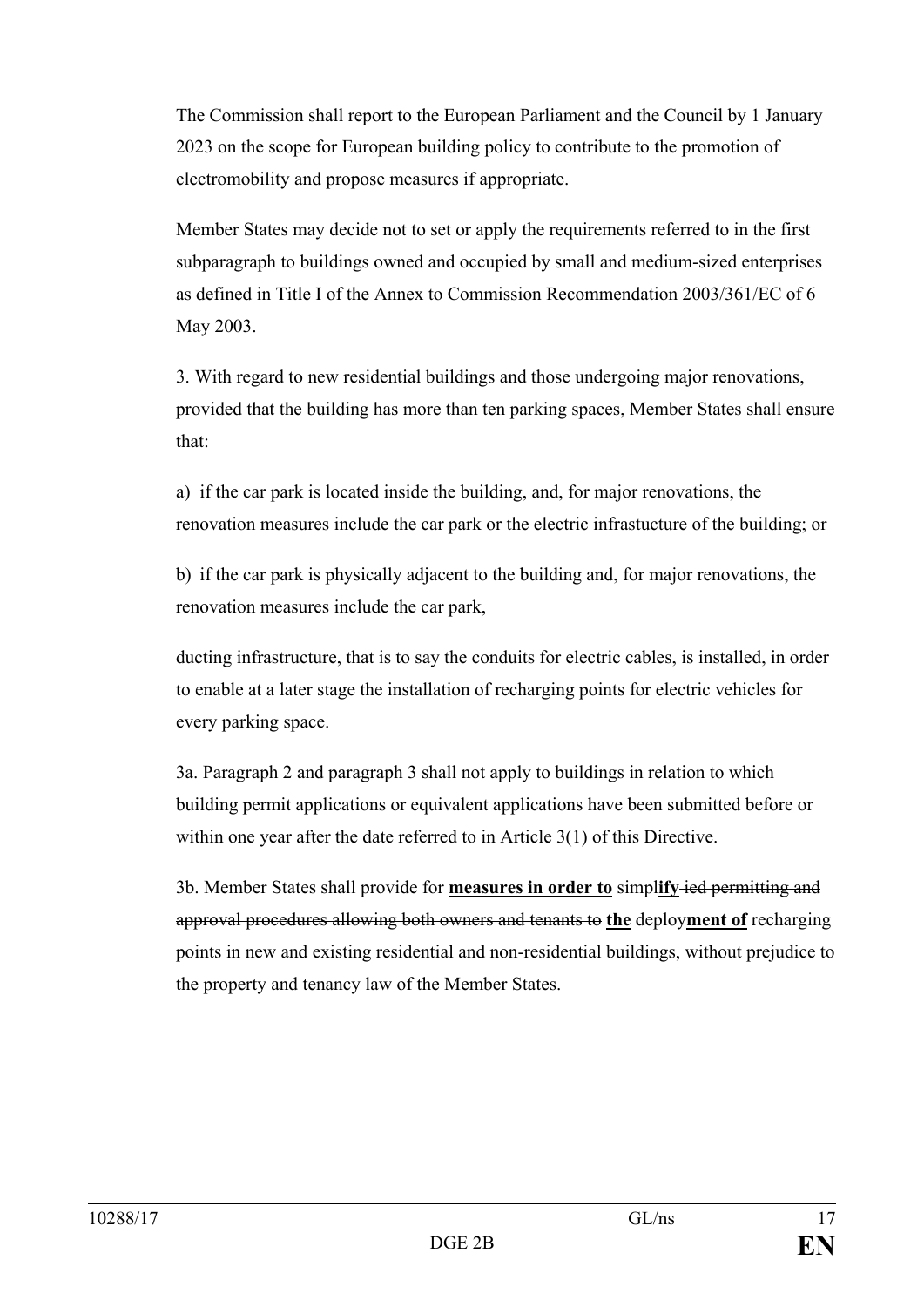The Commission shall report to the European Parliament and the Council by 1 January 2023 on the scope for European building policy to contribute to the promotion of electromobility and propose measures if appropriate.

Member States may decide not to set or apply the requirements referred to in the first subparagraph to buildings owned and occupied by small and medium-sized enterprises as defined in Title I of the Annex to Commission Recommendation 2003/361/EC of 6 May 2003.

3. With regard to new residential buildings and those undergoing major renovations, provided that the building has more than ten parking spaces, Member States shall ensure that:

a) if the car park is located inside the building, and, for major renovations, the renovation measures include the car park or the electric infrastucture of the building; or

b) if the car park is physically adjacent to the building and, for major renovations, the renovation measures include the car park,

ducting infrastructure, that is to say the conduits for electric cables, is installed, in order to enable at a later stage the installation of recharging points for electric vehicles for every parking space.

3a. Paragraph 2 and paragraph 3 shall not apply to buildings in relation to which building permit applications or equivalent applications have been submitted before or within one year after the date referred to in Article 3(1) of this Directive.

3b. Member States shall provide for **measures in order to** simpl**ify** ~~ied permitting and approval procedures allowing both owners and tenants to~~ **the** deploy**ment of** recharging points in new and existing residential and non-residential buildings, without prejudice to the property and tenancy law of the Member States.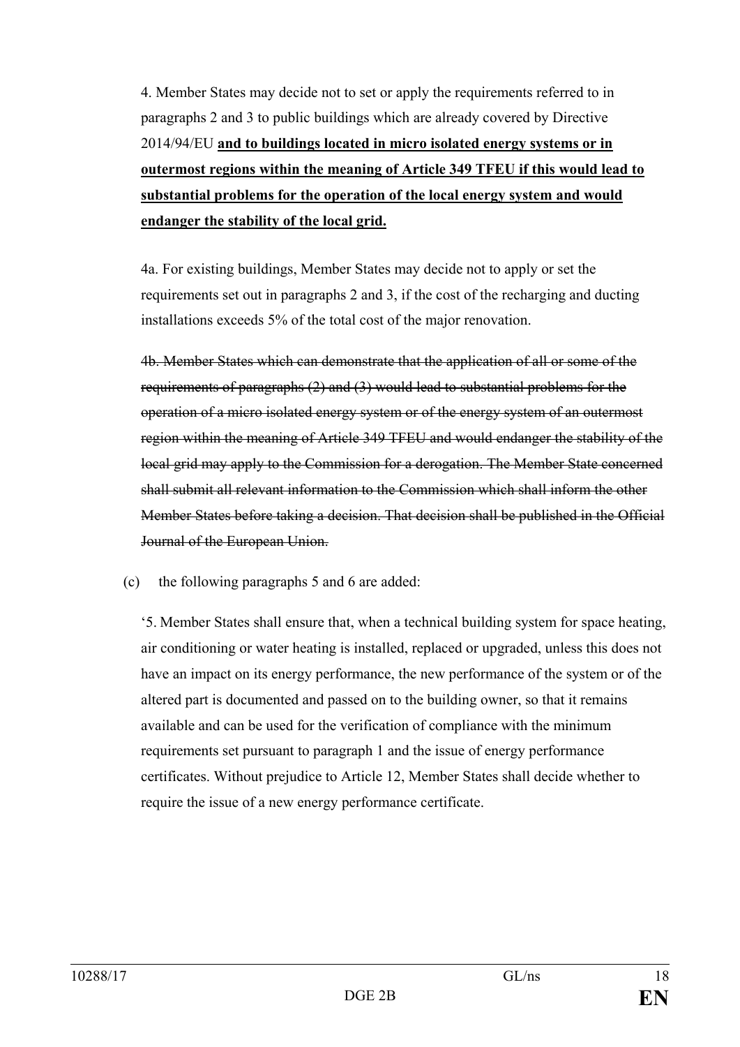4. Member States may decide not to set or apply the requirements referred to in paragraphs 2 and 3 to public buildings which are already covered by Directive 2014/94/EU **<u>and to buildings located in micro isolated energy systems or in outermost regions within the meaning of Article 349 TFEU if this would lead to substantial problems for the operation of the local energy system and would endanger the stability of the local grid.</u>**

4a. For existing buildings, Member States may decide not to apply or set the requirements set out in paragraphs 2 and 3, if the cost of the recharging and ducting installations exceeds 5% of the total cost of the major renovation.

~~4b. Member States which can demonstrate that the application of all or some of the requirements of paragraphs (2) and (3) would lead to substantial problems for the operation of a micro isolated energy system or of the energy system of an outermost region within the meaning of Article 349 TFEU and would endanger the stability of the local grid may apply to the Commission for a derogation. The Member State concerned shall submit all relevant information to the Commission which shall inform the other Member States before taking a decision. That decision shall be published in the Official Journal of the European Union.~~

(c) the following paragraphs 5 and 6 are added:

'5. Member States shall ensure that, when a technical building system for space heating, air conditioning or water heating is installed, replaced or upgraded, unless this does not have an impact on its energy performance, the new performance of the system or of the altered part is documented and passed on to the building owner, so that it remains available and can be used for the verification of compliance with the minimum requirements set pursuant to paragraph 1 and the issue of energy performance certificates. Without prejudice to Article 12, Member States shall decide whether to require the issue of a new energy performance certificate.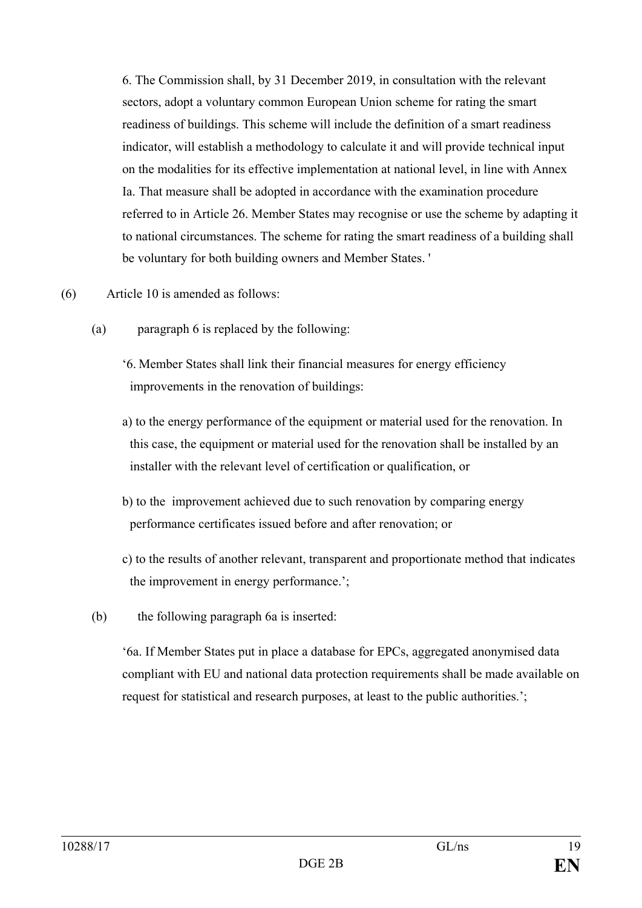6. The Commission shall, by 31 December 2019, in consultation with the relevant sectors, adopt a voluntary common European Union scheme for rating the smart readiness of buildings. This scheme will include the definition of a smart readiness indicator, will establish a methodology to calculate it and will provide technical input on the modalities for its effective implementation at national level, in line with Annex Ia. That measure shall be adopted in accordance with the examination procedure referred to in Article 26. Member States may recognise or use the scheme by adapting it to national circumstances. The scheme for rating the smart readiness of a building shall be voluntary for both building owners and Member States. '

(6) Article 10 is amended as follows:

(a) paragraph 6 is replaced by the following:

‘6. Member States shall link their financial measures for energy efficiency improvements in the renovation of buildings:

a) to the energy performance of the equipment or material used for the renovation. In this case, the equipment or material used for the renovation shall be installed by an installer with the relevant level of certification or qualification, or

b) to the improvement achieved due to such renovation by comparing energy performance certificates issued before and after renovation; or

c) to the results of another relevant, transparent and proportionate method that indicates the improvement in energy performance.’;

(b) the following paragraph 6a is inserted:

‘6a. If Member States put in place a database for EPCs, aggregated anonymised data compliant with EU and national data protection requirements shall be made available on request for statistical and research purposes, at least to the public authorities.’;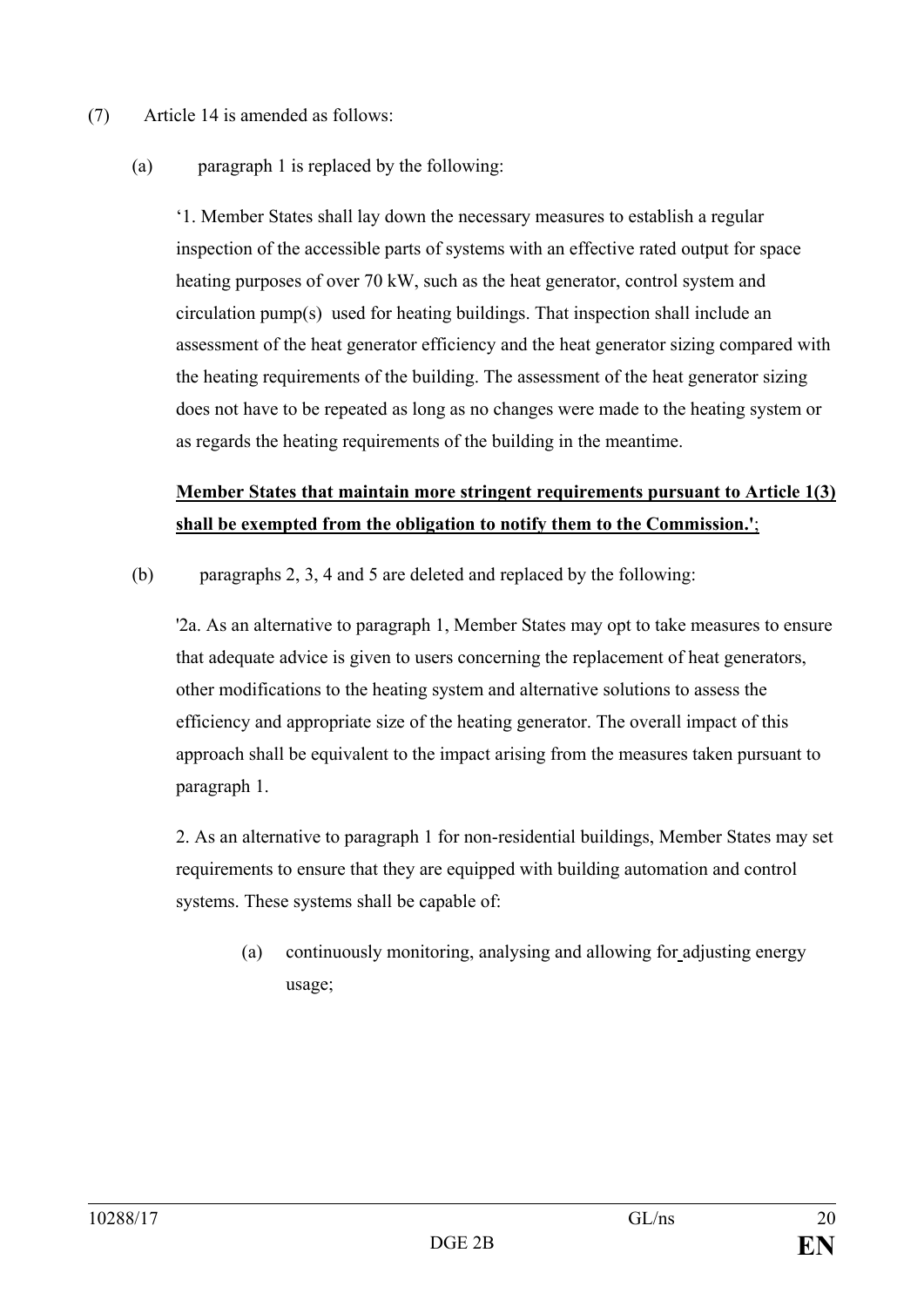(7) Article 14 is amended as follows:

(a) paragraph 1 is replaced by the following:

'1. Member States shall lay down the necessary measures to establish a regular inspection of the accessible parts of systems with an effective rated output for space heating purposes of over 70 kW, such as the heat generator, control system and circulation pump(s) used for heating buildings. That inspection shall include an assessment of the heat generator efficiency and the heat generator sizing compared with the heating requirements of the building. The assessment of the heat generator sizing does not have to be repeated as long as no changes were made to the heating system or as regards the heating requirements of the building in the meantime.

<u>**Member States that maintain more stringent requirements pursuant to Article 1(3) shall be exempted from the obligation to notify them to the Commission.'**</u>;

(b) paragraphs 2, 3, 4 and 5 are deleted and replaced by the following:

'2a. As an alternative to paragraph 1, Member States may opt to take measures to ensure that adequate advice is given to users concerning the replacement of heat generators, other modifications to the heating system and alternative solutions to assess the efficiency and appropriate size of the heating generator. The overall impact of this approach shall be equivalent to the impact arising from the measures taken pursuant to paragraph 1.

2. As an alternative to paragraph 1 for non-residential buildings, Member States may set requirements to ensure that they are equipped with building automation and control systems. These systems shall be capable of:

(a) continuously monitoring, analysing and allowing for adjusting energy usage;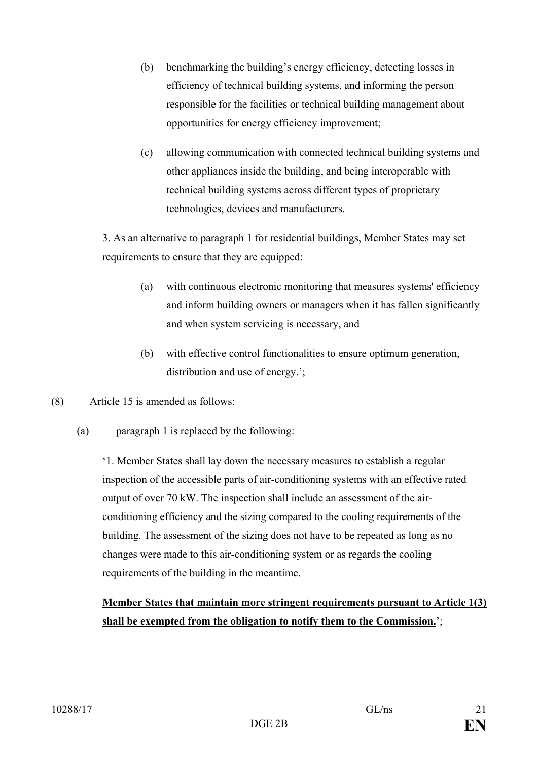(b) benchmarking the building's energy efficiency, detecting losses in efficiency of technical building systems, and informing the person responsible for the facilities or technical building management about opportunities for energy efficiency improvement;

(c) allowing communication with connected technical building systems and other appliances inside the building, and being interoperable with technical building systems across different types of proprietary technologies, devices and manufacturers.

3. As an alternative to paragraph 1 for residential buildings, Member States may set requirements to ensure that they are equipped:

(a) with continuous electronic monitoring that measures systems' efficiency and inform building owners or managers when it has fallen significantly and when system servicing is necessary, and

(b) with effective control functionalities to ensure optimum generation, distribution and use of energy.';

(8) Article 15 is amended as follows:

(a) paragraph 1 is replaced by the following:

'1. Member States shall lay down the necessary measures to establish a regular inspection of the accessible parts of air-conditioning systems with an effective rated output of over 70 kW. The inspection shall include an assessment of the air-conditioning efficiency and the sizing compared to the cooling requirements of the building. The assessment of the sizing does not have to be repeated as long as no changes were made to this air-conditioning system or as regards the cooling requirements of the building in the meantime.

**Member States that maintain more stringent requirements pursuant to Article 1(3) shall be exempted from the obligation to notify them to the Commission.**';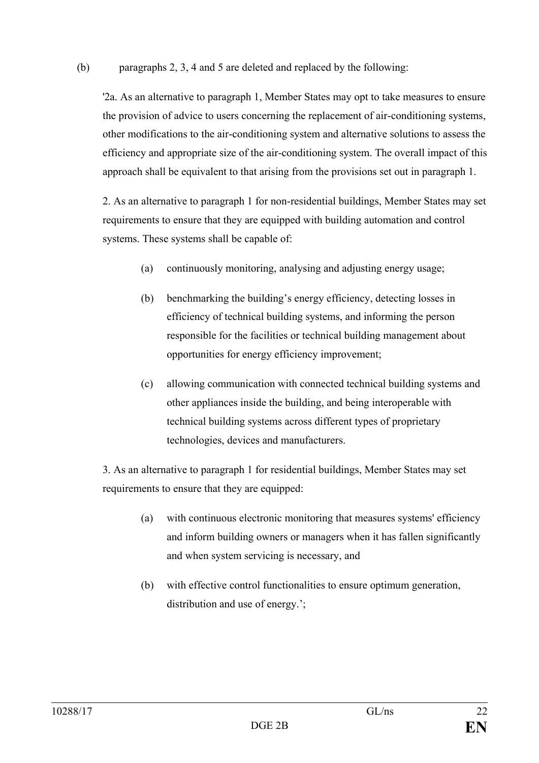(b) paragraphs 2, 3, 4 and 5 are deleted and replaced by the following:

'2a. As an alternative to paragraph 1, Member States may opt to take measures to ensure the provision of advice to users concerning the replacement of air-conditioning systems, other modifications to the air-conditioning system and alternative solutions to assess the efficiency and appropriate size of the air-conditioning system. The overall impact of this approach shall be equivalent to that arising from the provisions set out in paragraph 1.

2. As an alternative to paragraph 1 for non-residential buildings, Member States may set requirements to ensure that they are equipped with building automation and control systems. These systems shall be capable of:

(a) continuously monitoring, analysing and adjusting energy usage;

(b) benchmarking the building's energy efficiency, detecting losses in efficiency of technical building systems, and informing the person responsible for the facilities or technical building management about opportunities for energy efficiency improvement;

(c) allowing communication with connected technical building systems and other appliances inside the building, and being interoperable with technical building systems across different types of proprietary technologies, devices and manufacturers.

3. As an alternative to paragraph 1 for residential buildings, Member States may set requirements to ensure that they are equipped:

(a) with continuous electronic monitoring that measures systems' efficiency and inform building owners or managers when it has fallen significantly and when system servicing is necessary, and

(b) with effective control functionalities to ensure optimum generation, distribution and use of energy.';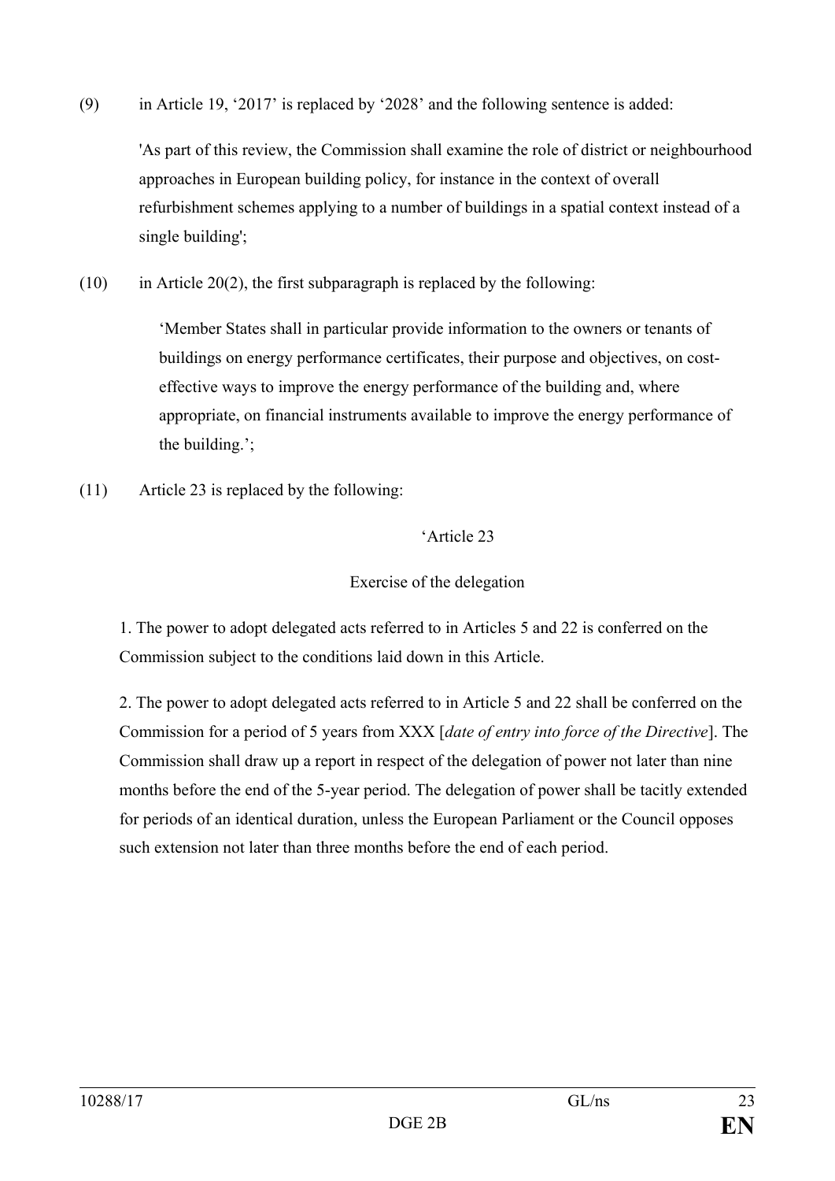(9) in Article 19, '2017' is replaced by '2028' and the following sentence is added:

'As part of this review, the Commission shall examine the role of district or neighbourhood approaches in European building policy, for instance in the context of overall refurbishment schemes applying to a number of buildings in a spatial context instead of a single building';

(10) in Article 20(2), the first subparagraph is replaced by the following:

'Member States shall in particular provide information to the owners or tenants of buildings on energy performance certificates, their purpose and objectives, on cost-effective ways to improve the energy performance of the building and, where appropriate, on financial instruments available to improve the energy performance of the building.';

(11) Article 23 is replaced by the following:

'Article 23

Exercise of the delegation

1. The power to adopt delegated acts referred to in Articles 5 and 22 is conferred on the Commission subject to the conditions laid down in this Article.

2. The power to adopt delegated acts referred to in Article 5 and 22 shall be conferred on the Commission for a period of 5 years from XXX [*date of entry into force of the Directive*]. The Commission shall draw up a report in respect of the delegation of power not later than nine months before the end of the 5-year period. The delegation of power shall be tacitly extended for periods of an identical duration, unless the European Parliament or the Council opposes such extension not later than three months before the end of each period.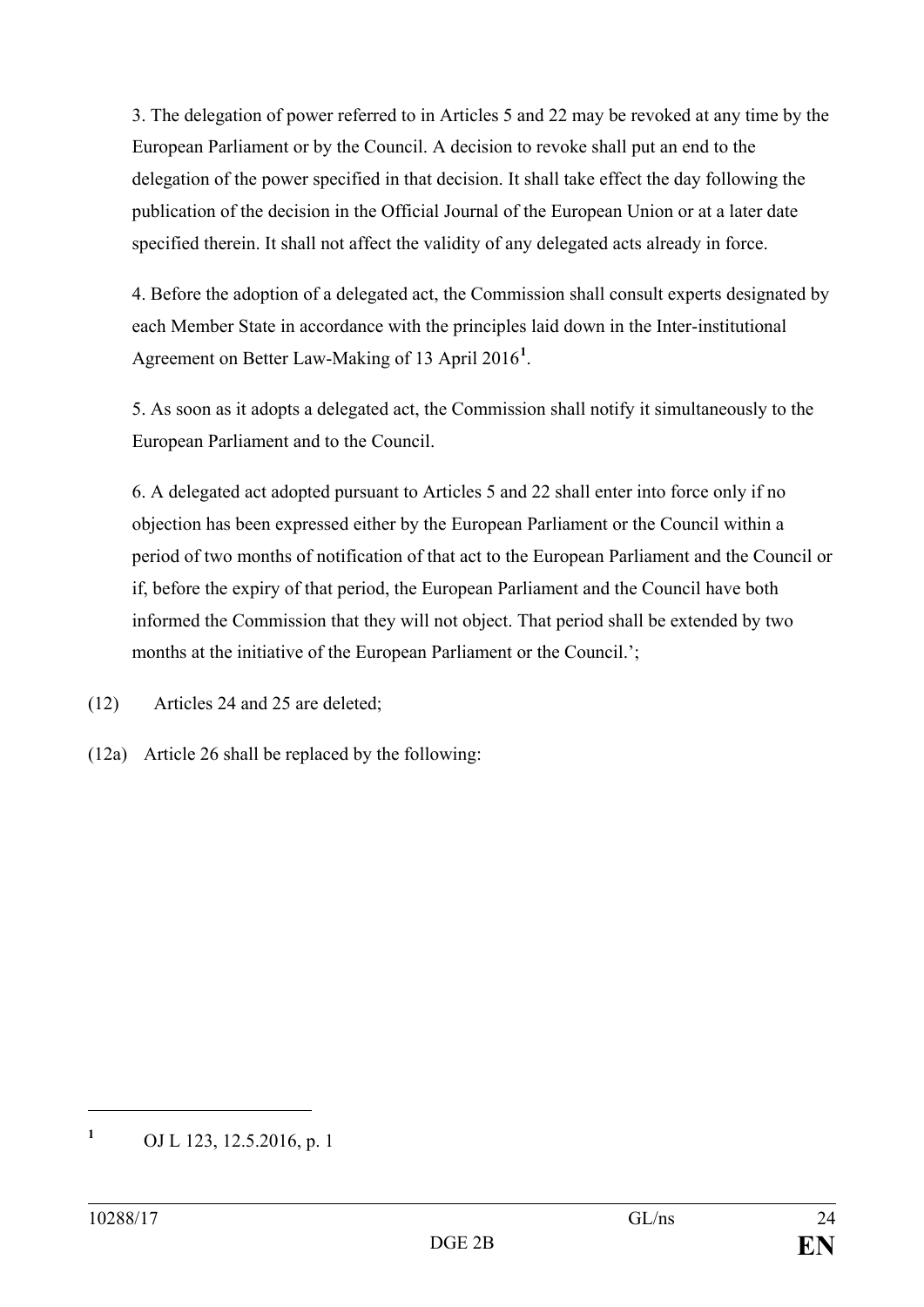3. The delegation of power referred to in Articles 5 and 22 may be revoked at any time by the European Parliament or by the Council. A decision to revoke shall put an end to the delegation of the power specified in that decision. It shall take effect the day following the publication of the decision in the Official Journal of the European Union or at a later date specified therein. It shall not affect the validity of any delegated acts already in force.

4. Before the adoption of a delegated act, the Commission shall consult experts designated by each Member State in accordance with the principles laid down in the Inter-institutional Agreement on Better Law-Making of 13 April 2016[1].

5. As soon as it adopts a delegated act, the Commission shall notify it simultaneously to the European Parliament and to the Council.

6. A delegated act adopted pursuant to Articles 5 and 22 shall enter into force only if no objection has been expressed either by the European Parliament or the Council within a period of two months of notification of that act to the European Parliament and the Council or if, before the expiry of that period, the European Parliament and the Council have both informed the Commission that they will not object. That period shall be extended by two months at the initiative of the European Parliament or the Council.';

(12) Articles 24 and 25 are deleted;

(12a) Article 26 shall be replaced by the following:

---

[1] OJ L 123, 12.5.2016, p. 1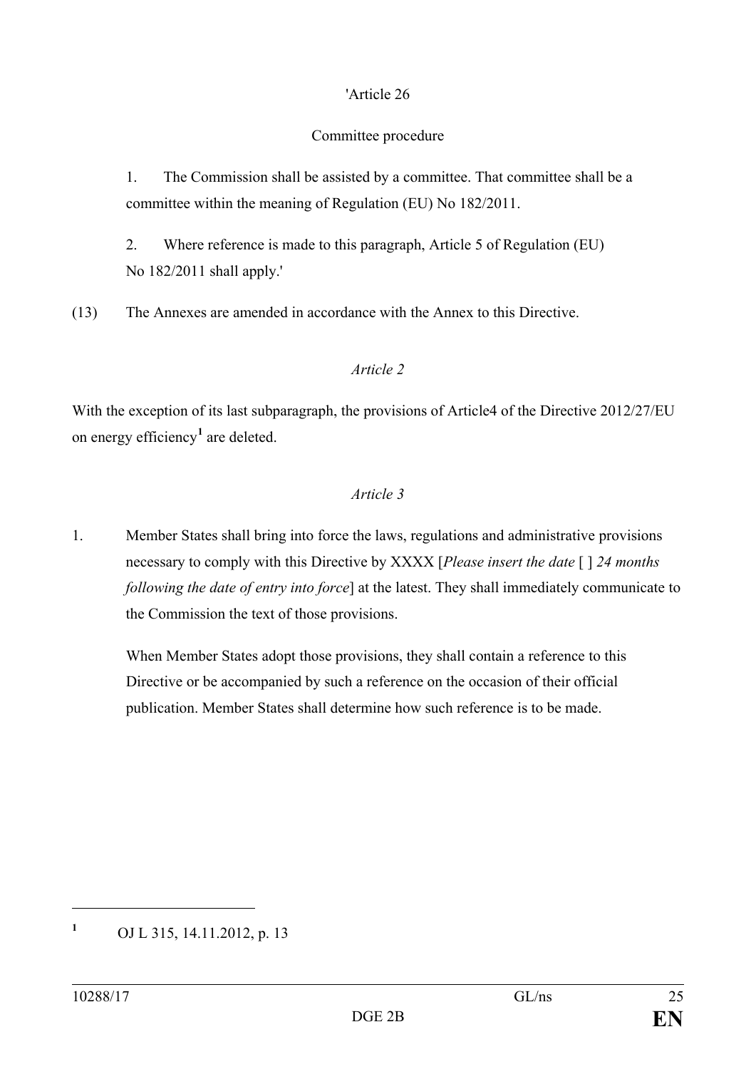'Article 26

Committee procedure

1. The Commission shall be assisted by a committee. That committee shall be a committee within the meaning of Regulation (EU) No 182/2011.

2. Where reference is made to this paragraph, Article 5 of Regulation (EU) No 182/2011 shall apply.'

(13) The Annexes are amended in accordance with the Annex to this Directive.

*Article 2*

With the exception of its last subparagraph, the provisions of Article4 of the Directive 2012/27/EU on energy efficiency[1] are deleted.

*Article 3*

1. Member States shall bring into force the laws, regulations and administrative provisions necessary to comply with this Directive by XXXX [*Please insert the date* [ ] *24 months following the date of entry into force*] at the latest. They shall immediately communicate to the Commission the text of those provisions.

When Member States adopt those provisions, they shall contain a reference to this Directive or be accompanied by such a reference on the occasion of their official publication. Member States shall determine how such reference is to be made.

---

[1] OJ L 315, 14.11.2012, p. 13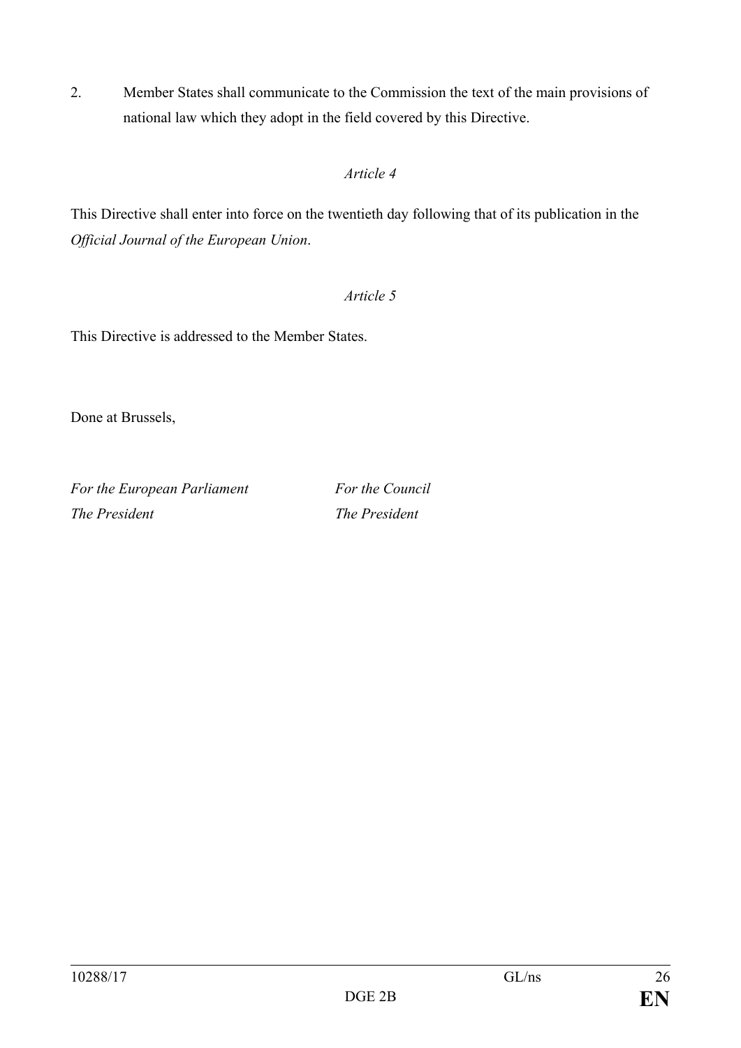2. Member States shall communicate to the Commission the text of the main provisions of national law which they adopt in the field covered by this Directive.

*Article 4*

This Directive shall enter into force on the twentieth day following that of its publication in the *Official Journal of the European Union*.

*Article 5*

This Directive is addressed to the Member States.

Done at Brussels,

*For the European Parliament*
*The President*

*For the Council*
*The President*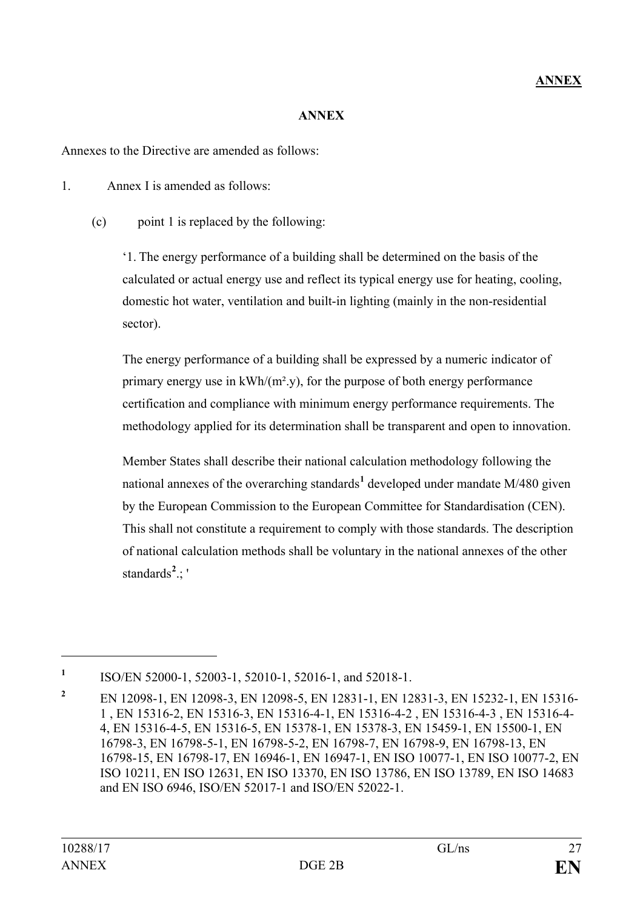**ANNEX**

**ANNEX**

Annexes to the Directive are amended as follows:

1. Annex I is amended as follows:

   (c) point 1 is replaced by the following:

   '1. The energy performance of a building shall be determined on the basis of the calculated or actual energy use and reflect its typical energy use for heating, cooling, domestic hot water, ventilation and built-in lighting (mainly in the non-residential sector).

   The energy performance of a building shall be expressed by a numeric indicator of primary energy use in kWh/(m².y), for the purpose of both energy performance certification and compliance with minimum energy performance requirements. The methodology applied for its determination shall be transparent and open to innovation.

   Member States shall describe their national calculation methodology following the national annexes of the overarching standards[1] developed under mandate M/480 given by the European Commission to the European Committee for Standardisation (CEN). This shall not constitute a requirement to comply with those standards. The description of national calculation methods shall be voluntary in the national annexes of the other standards[2].; '

---

[1] ISO/EN 52000-1, 52003-1, 52010-1, 52016-1, and 52018-1.

[2] EN 12098-1, EN 12098-3, EN 12098-5, EN 12831-1, EN 12831-3, EN 15232-1, EN 15316-1 , EN 15316-2, EN 15316-3, EN 15316-4-1, EN 15316-4-2 , EN 15316-4-3 , EN 15316-4-4, EN 15316-4-5, EN 15316-5, EN 15378-1, EN 15378-3, EN 15459-1, EN 15500-1, EN 16798-3, EN 16798-5-1, EN 16798-5-2, EN 16798-7, EN 16798-9, EN 16798-13, EN 16798-15, EN 16798-17, EN 16946-1, EN 16947-1, EN ISO 10077-1, EN ISO 10077-2, EN ISO 10211, EN ISO 12631, EN ISO 13370, EN ISO 13786, EN ISO 13789, EN ISO 14683 and EN ISO 6946, ISO/EN 52017-1 and ISO/EN 52022-1.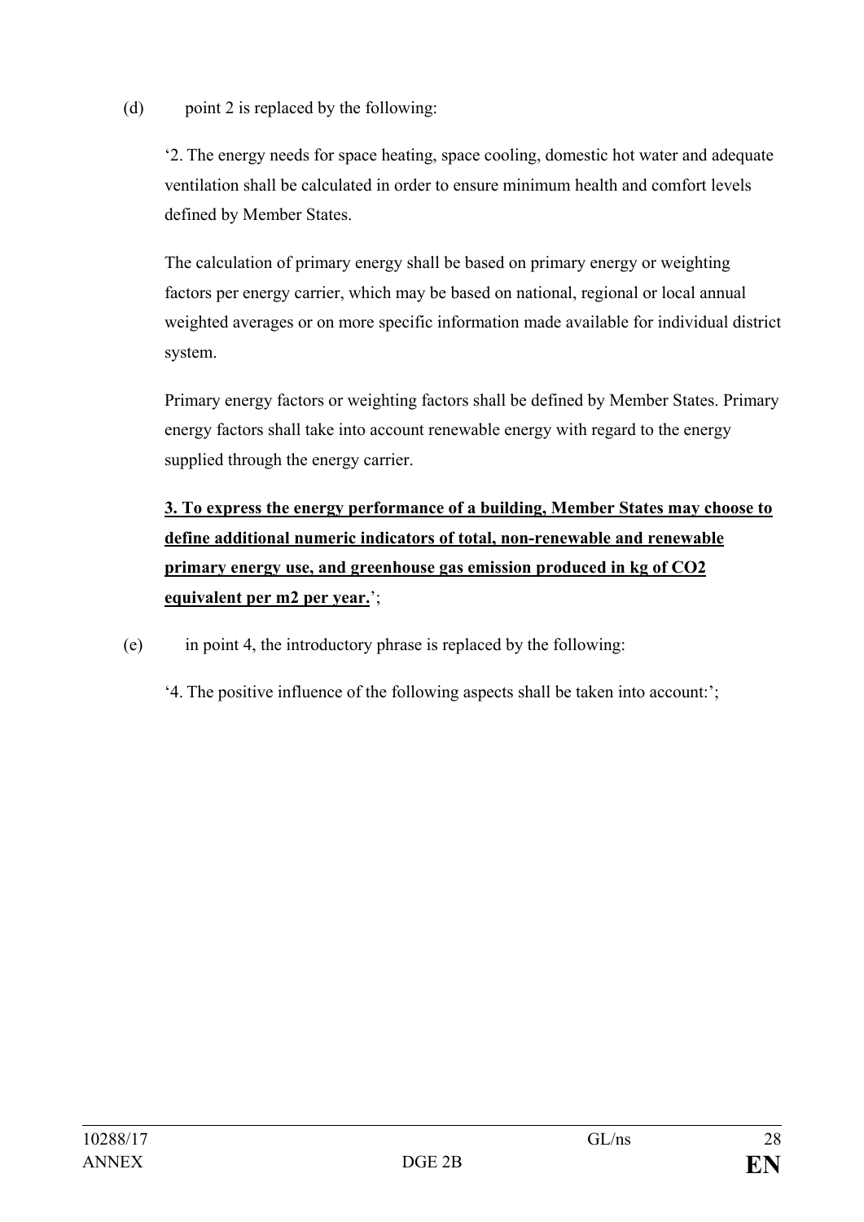(d) point 2 is replaced by the following:

'2. The energy needs for space heating, space cooling, domestic hot water and adequate ventilation shall be calculated in order to ensure minimum health and comfort levels defined by Member States.

The calculation of primary energy shall be based on primary energy or weighting factors per energy carrier, which may be based on national, regional or local annual weighted averages or on more specific information made available for individual district system.

Primary energy factors or weighting factors shall be defined by Member States. Primary energy factors shall take into account renewable energy with regard to the energy supplied through the energy carrier.

**3. To express the energy performance of a building, Member States may choose to define additional numeric indicators of total, non-renewable and renewable primary energy use, and greenhouse gas emission produced in kg of $CO_2$ equivalent per $m^2$ per year.**';

(e) in point 4, the introductory phrase is replaced by the following:

'4. The positive influence of the following aspects shall be taken into account:';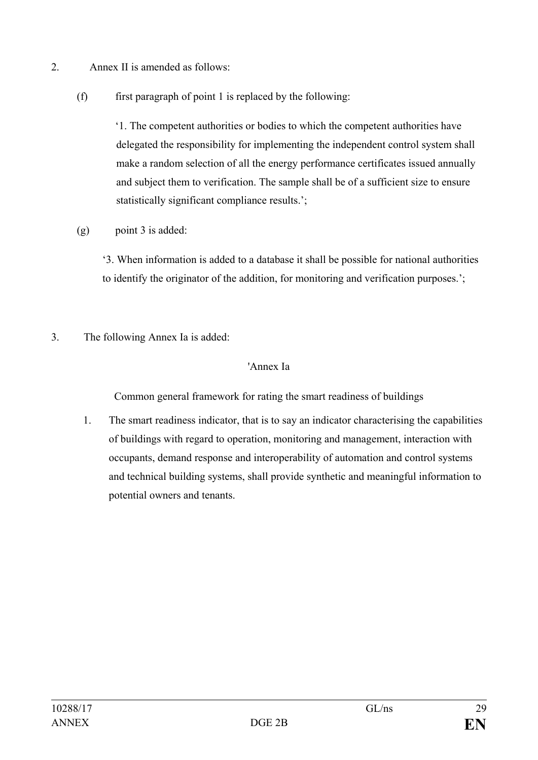2. Annex II is amended as follows:

   (f) first paragraph of point 1 is replaced by the following:

   ‘1. The competent authorities or bodies to which the competent authorities have delegated the responsibility for implementing the independent control system shall make a random selection of all the energy performance certificates issued annually and subject them to verification. The sample shall be of a sufficient size to ensure statistically significant compliance results.’;

   (g) point 3 is added:

   ‘3. When information is added to a database it shall be possible for national authorities to identify the originator of the addition, for monitoring and verification purposes.’;

3. The following Annex Ia is added:

'Annex Ia

Common general framework for rating the smart readiness of buildings

1. The smart readiness indicator, that is to say an indicator characterising the capabilities of buildings with regard to operation, monitoring and management, interaction with occupants, demand response and interoperability of automation and control systems and technical building systems, shall provide synthetic and meaningful information to potential owners and tenants.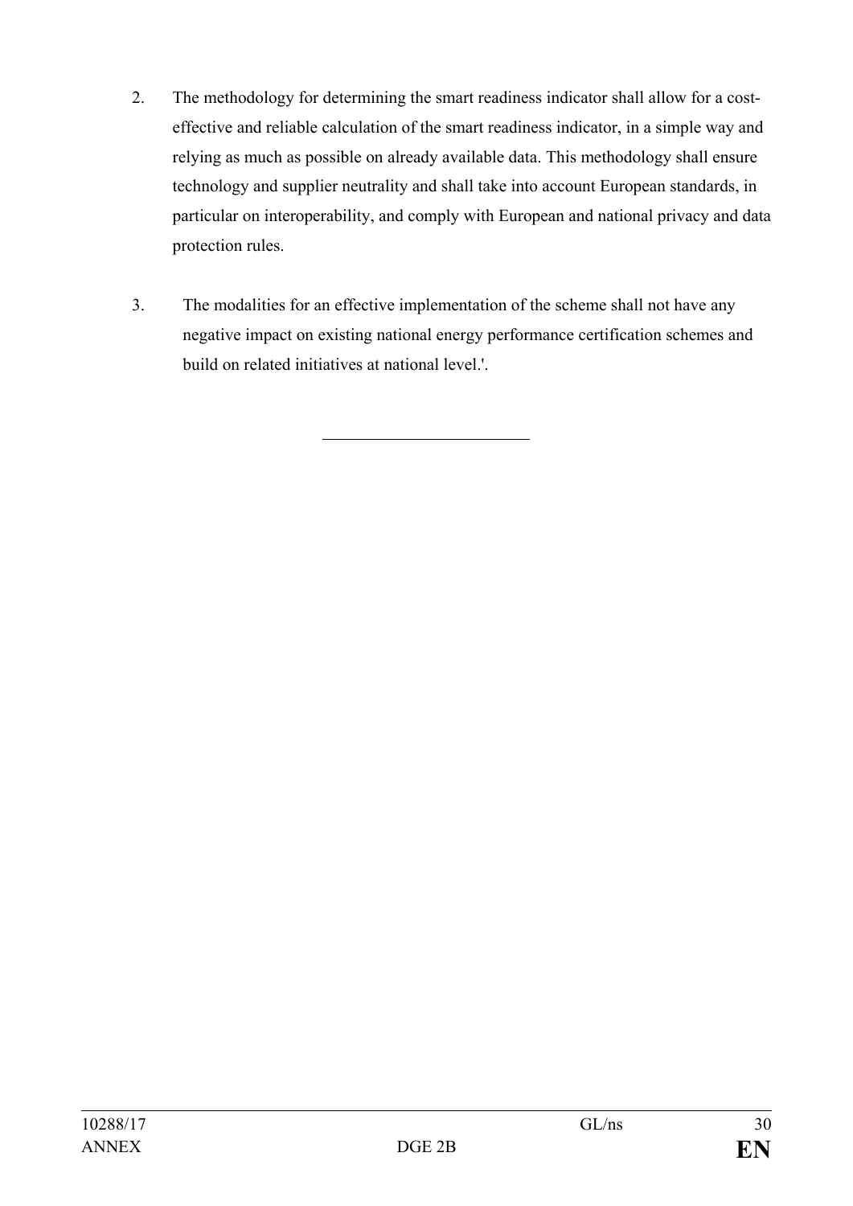2. The methodology for determining the smart readiness indicator shall allow for a cost-effective and reliable calculation of the smart readiness indicator, in a simple way and relying as much as possible on already available data. This methodology shall ensure technology and supplier neutrality and shall take into account European standards, in particular on interoperability, and comply with European and national privacy and data protection rules.

3. The modalities for an effective implementation of the scheme shall not have any negative impact on existing national energy performance certification schemes and build on related initiatives at national level.'.